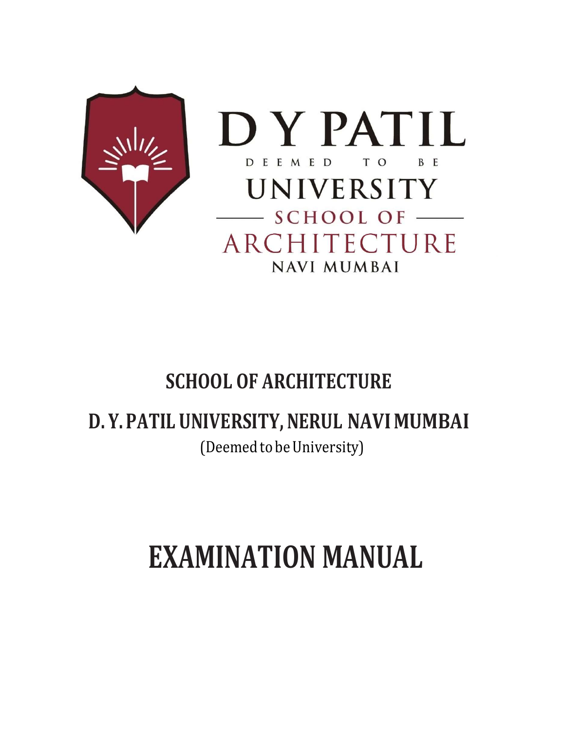D Y PATIL

DEEMED TO BE

UNIVERSITY

SCHOOL OF

ARCHITECTURE

NAVI MUMBAI

## SCHOOL OF ARCHITECTURE

## D. Y. PATIL UNIVERSITY, NERUL NAVI MUMBAI

(Deemed to be University)

# EXAMINATION MANUAL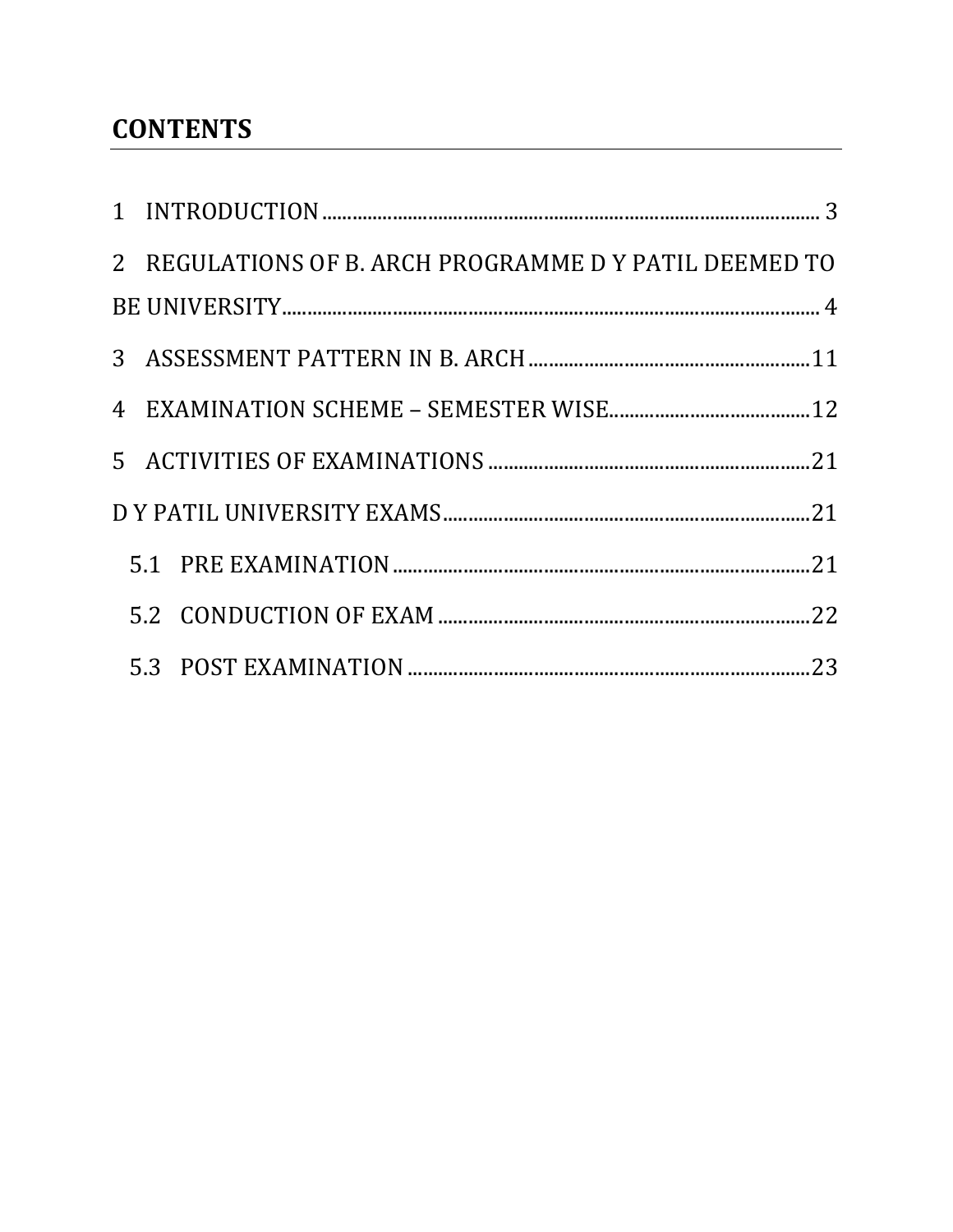# CONTENTS

1 INTRODUCTION .................................................................................................... 3

2 REGULATIONS OF B. ARCH PROGRAMME D Y PATIL DEEMED TO BE UNIVERSITY ......................................................................................................... 4

3 ASSESSMENT PATTERN IN B. ARCH ........................................................ 11

4 EXAMINATION SCHEME – SEMESTER WISE ....................................... 12

5 ACTIVITIES OF EXAMINATIONS ................................................................ 21

D Y PATIL UNIVERSITY EXAMS ......................................................................... 21

- 5.1 PRE EXAMINATION .................................................................................. 21
- 5.2 CONDUCTION OF EXAM ......................................................................... 22
- 5.3 POST EXAMINATION ................................................................................ 23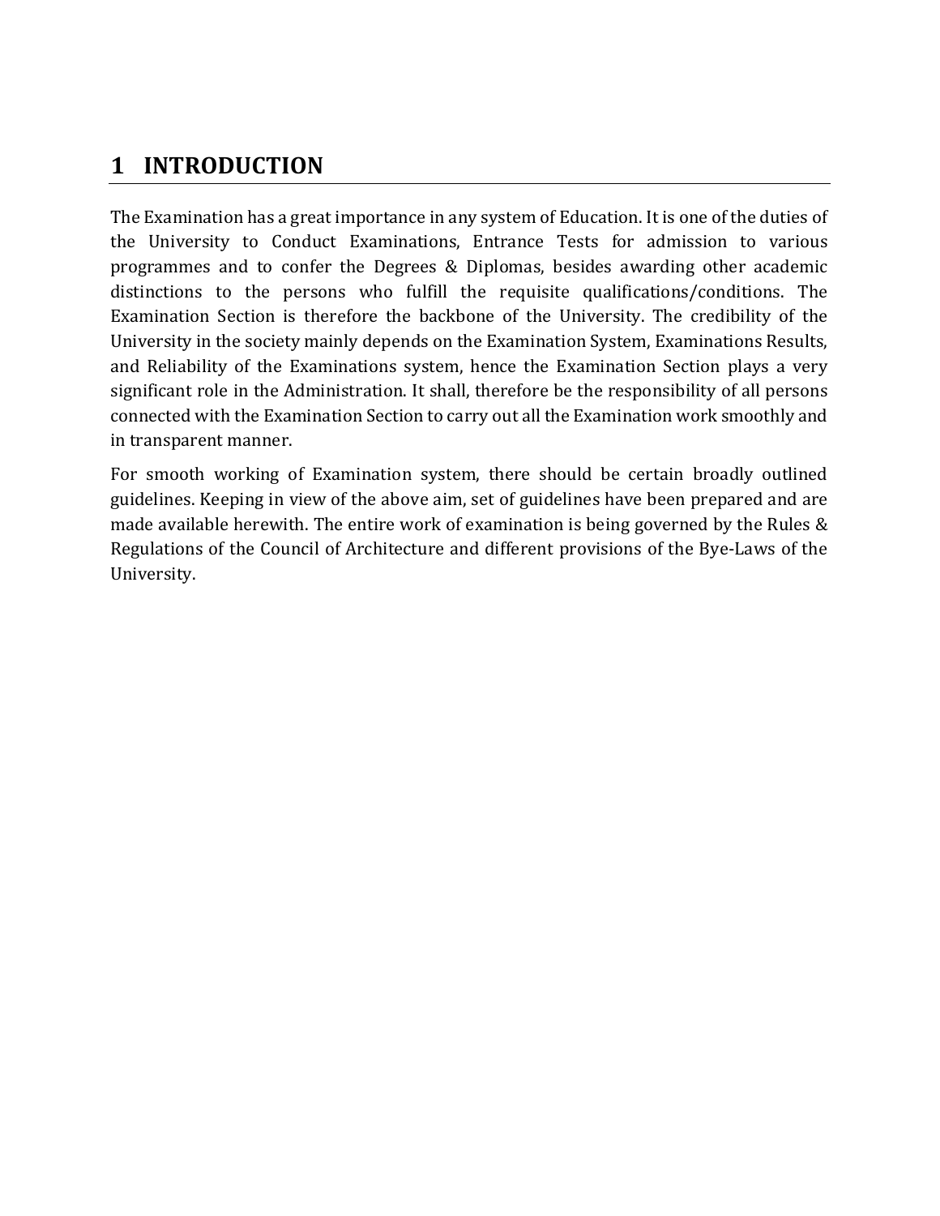# 1 INTRODUCTION

The Examination has a great importance in any system of Education. It is one of the duties of the University to Conduct Examinations, Entrance Tests for admission to various programmes and to confer the Degrees & Diplomas, besides awarding other academic distinctions to the persons who fulfill the requisite qualifications/conditions. The Examination Section is therefore the backbone of the University. The credibility of the University in the society mainly depends on the Examination System, Examinations Results, and Reliability of the Examinations system, hence the Examination Section plays a very significant role in the Administration. It shall, therefore be the responsibility of all persons connected with the Examination Section to carry out all the Examination work smoothly and in transparent manner.

For smooth working of Examination system, there should be certain broadly outlined guidelines. Keeping in view of the above aim, set of guidelines have been prepared and are made available herewith. The entire work of examination is being governed by the Rules & Regulations of the Council of Architecture and different provisions of the Bye-Laws of the University.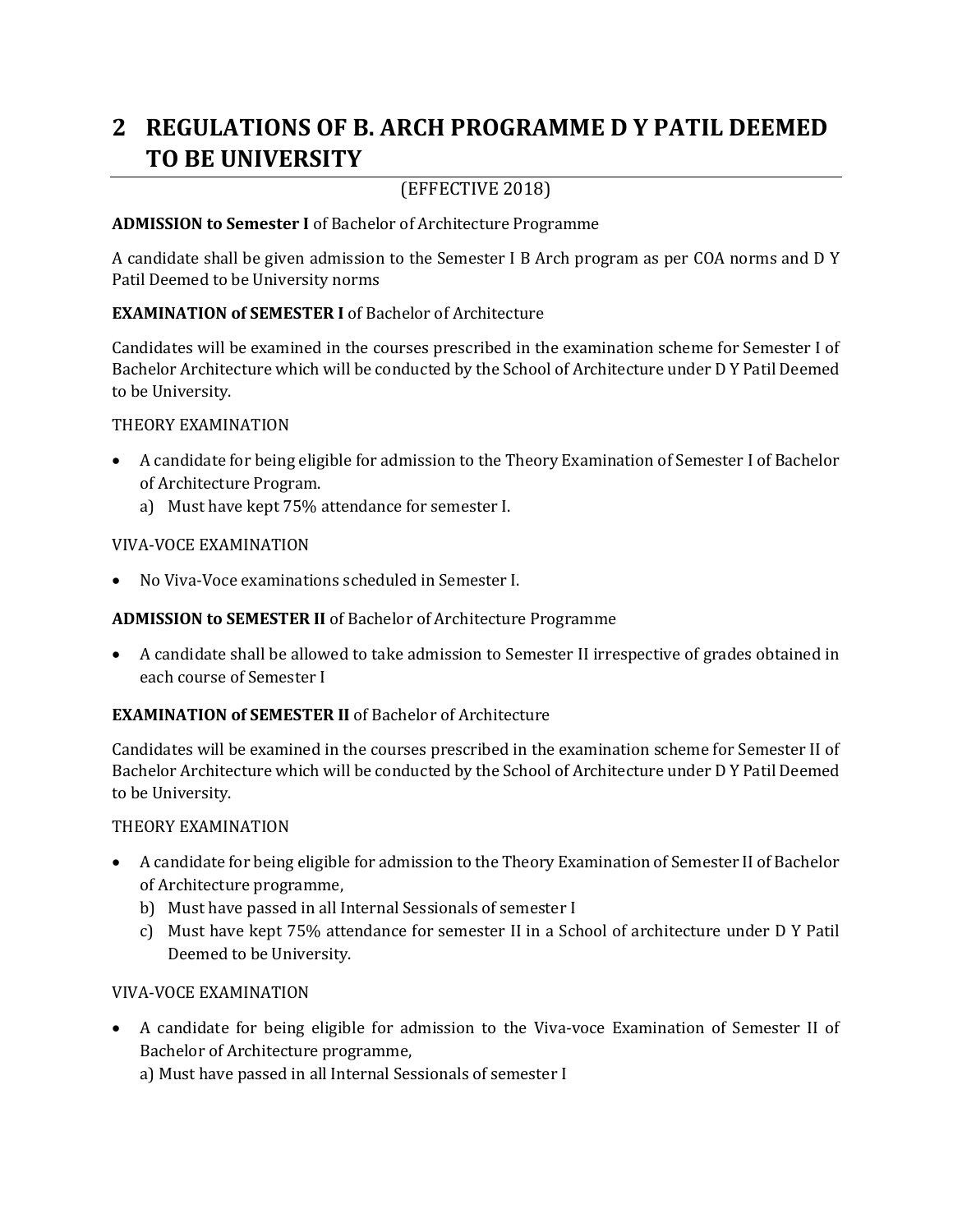# 2 REGULATIONS OF B. ARCH PROGRAMME D Y PATIL DEEMED TO BE UNIVERSITY

(EFFECTIVE 2018)

**ADMISSION to Semester I** of Bachelor of Architecture Programme

A candidate shall be given admission to the Semester I B Arch program as per COA norms and D Y Patil Deemed to be University norms

**EXAMINATION of SEMESTER I** of Bachelor of Architecture

Candidates will be examined in the courses prescribed in the examination scheme for Semester I of Bachelor Architecture which will be conducted by the School of Architecture under D Y Patil Deemed to be University.

THEORY EXAMINATION

- A candidate for being eligible for admission to the Theory Examination of Semester I of Bachelor of Architecture Program.
    a) Must have kept 75% attendance for semester I.

VIVA-VOCE EXAMINATION

- No Viva-Voce examinations scheduled in Semester I.

**ADMISSION to SEMESTER II** of Bachelor of Architecture Programme

- A candidate shall be allowed to take admission to Semester II irrespective of grades obtained in each course of Semester I

**EXAMINATION of SEMESTER II** of Bachelor of Architecture

Candidates will be examined in the courses prescribed in the examination scheme for Semester II of Bachelor Architecture which will be conducted by the School of Architecture under D Y Patil Deemed to be University.

THEORY EXAMINATION

- A candidate for being eligible for admission to the Theory Examination of Semester II of Bachelor of Architecture programme,
    b) Must have passed in all Internal Sessionals of semester I
    c) Must have kept 75% attendance for semester II in a School of architecture under D Y Patil Deemed to be University.

VIVA-VOCE EXAMINATION

- A candidate for being eligible for admission to the Viva-voce Examination of Semester II of Bachelor of Architecture programme,
    a) Must have passed in all Internal Sessionals of semester I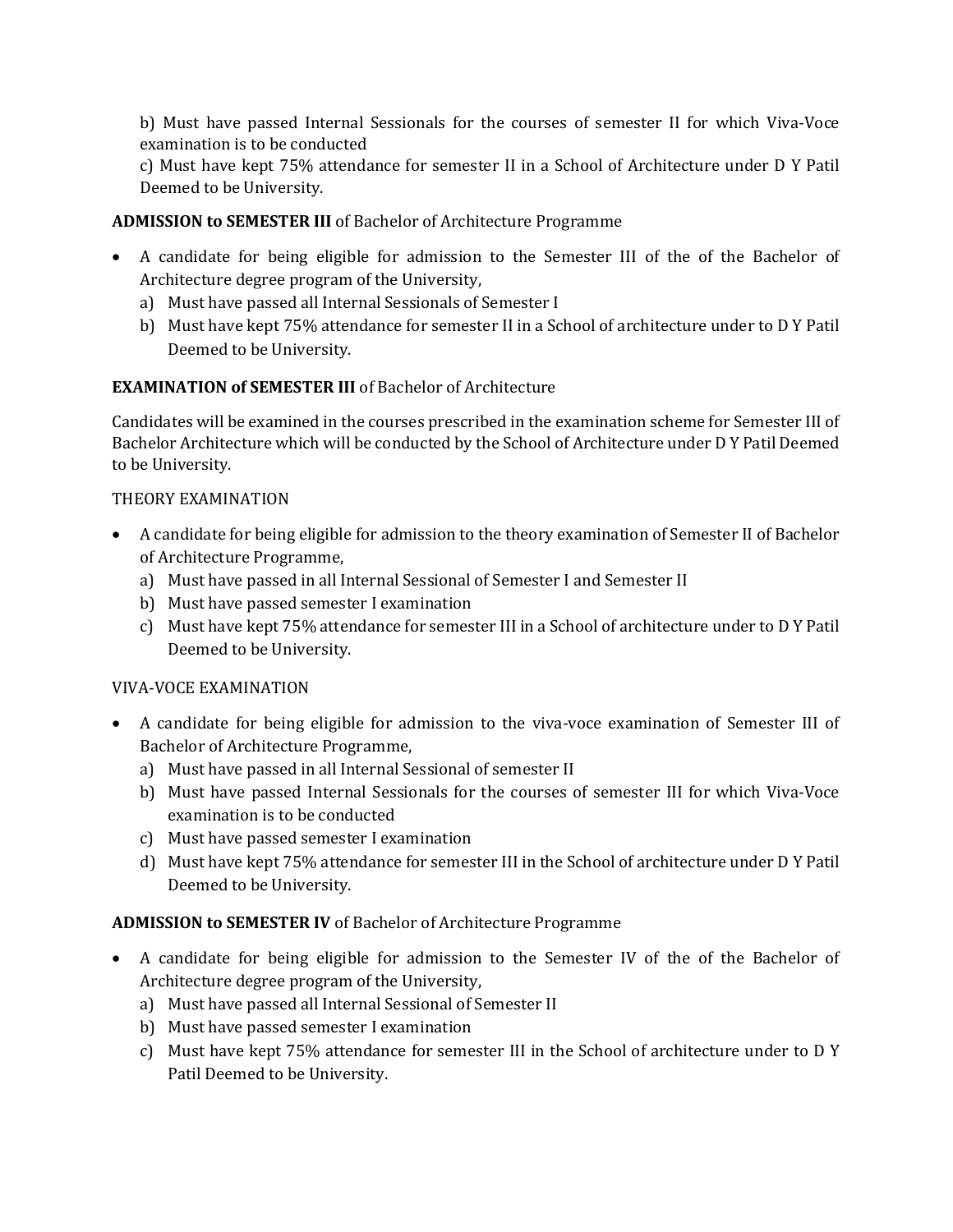b) Must have passed Internal Sessionals for the courses of semester II for which Viva-Voce examination is to be conducted

c) Must have kept 75% attendance for semester II in a School of Architecture under D Y Patil Deemed to be University.

**ADMISSION to SEMESTER III** of Bachelor of Architecture Programme

- A candidate for being eligible for admission to the Semester III of the of the Bachelor of Architecture degree program of the University,
  a) Must have passed all Internal Sessionals of Semester I
  b) Must have kept 75% attendance for semester II in a School of architecture under to D Y Patil Deemed to be University.

**EXAMINATION of SEMESTER III** of Bachelor of Architecture

Candidates will be examined in the courses prescribed in the examination scheme for Semester III of Bachelor Architecture which will be conducted by the School of Architecture under D Y Patil Deemed to be University.

THEORY EXAMINATION

- A candidate for being eligible for admission to the theory examination of Semester II of Bachelor of Architecture Programme,
  a) Must have passed in all Internal Sessional of Semester I and Semester II
  b) Must have passed semester I examination
  c) Must have kept 75% attendance for semester III in a School of architecture under to D Y Patil Deemed to be University.

VIVA-VOCE EXAMINATION

- A candidate for being eligible for admission to the viva-voce examination of Semester III of Bachelor of Architecture Programme,
  a) Must have passed in all Internal Sessional of semester II
  b) Must have passed Internal Sessionals for the courses of semester III for which Viva-Voce examination is to be conducted
  c) Must have passed semester I examination
  d) Must have kept 75% attendance for semester III in the School of architecture under D Y Patil Deemed to be University.

**ADMISSION to SEMESTER IV** of Bachelor of Architecture Programme

- A candidate for being eligible for admission to the Semester IV of the of the Bachelor of Architecture degree program of the University,
  a) Must have passed all Internal Sessional of Semester II
  b) Must have passed semester I examination
  c) Must have kept 75% attendance for semester III in the School of architecture under to D Y Patil Deemed to be University.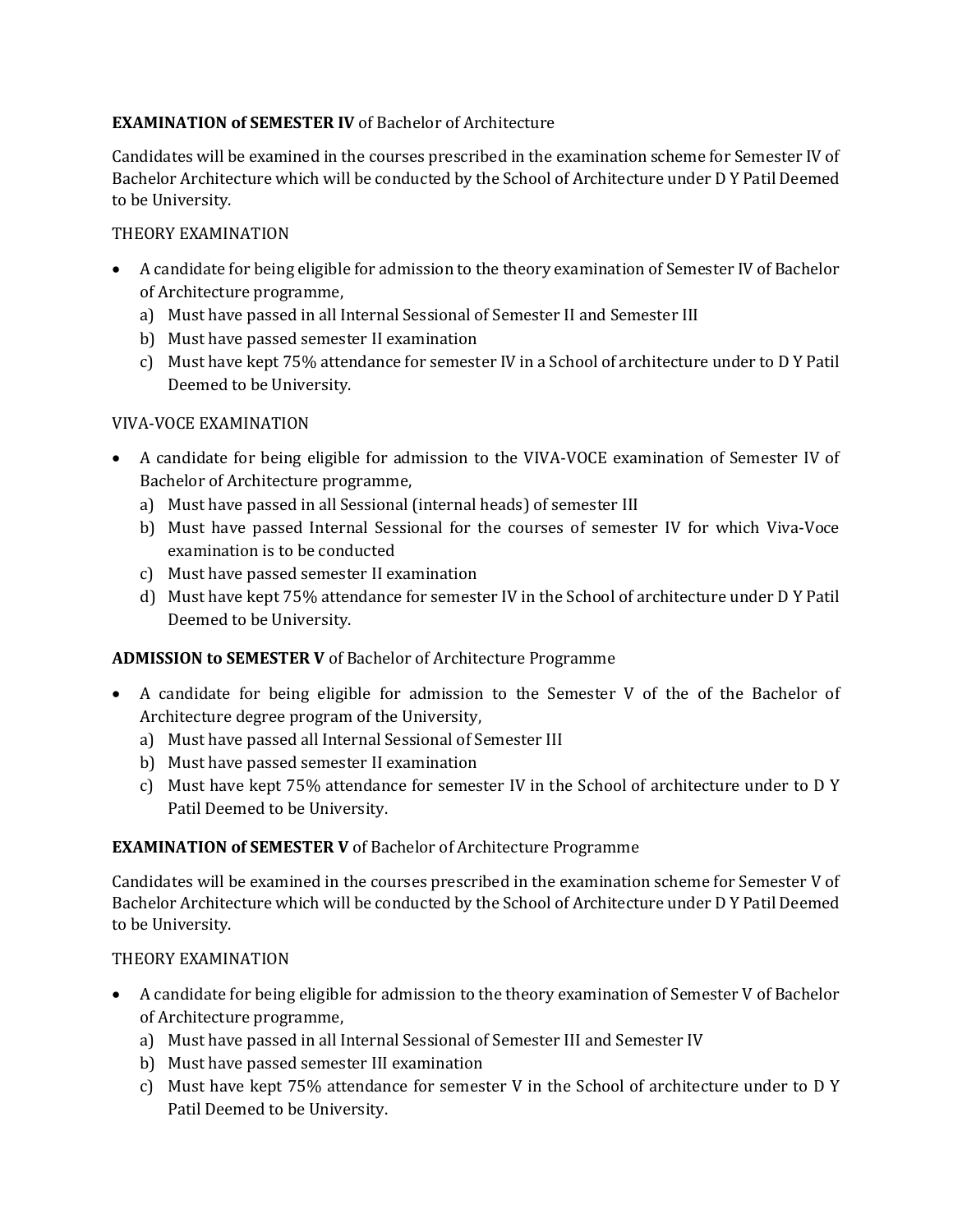**EXAMINATION of SEMESTER IV** of Bachelor of Architecture

Candidates will be examined in the courses prescribed in the examination scheme for Semester IV of Bachelor Architecture which will be conducted by the School of Architecture under D Y Patil Deemed to be University.

THEORY EXAMINATION

- A candidate for being eligible for admission to the theory examination of Semester IV of Bachelor of Architecture programme,
  a) Must have passed in all Internal Sessional of Semester II and Semester III
  b) Must have passed semester II examination
  c) Must have kept 75% attendance for semester IV in a School of architecture under to D Y Patil Deemed to be University.

VIVA-VOCE EXAMINATION

- A candidate for being eligible for admission to the VIVA-VOCE examination of Semester IV of Bachelor of Architecture programme,
  a) Must have passed in all Sessional (internal heads) of semester III
  b) Must have passed Internal Sessional for the courses of semester IV for which Viva-Voce examination is to be conducted
  c) Must have passed semester II examination
  d) Must have kept 75% attendance for semester IV in the School of architecture under D Y Patil Deemed to be University.

**ADMISSION to SEMESTER V** of Bachelor of Architecture Programme

- A candidate for being eligible for admission to the Semester V of the of the Bachelor of Architecture degree program of the University,
  a) Must have passed all Internal Sessional of Semester III
  b) Must have passed semester II examination
  c) Must have kept 75% attendance for semester IV in the School of architecture under to D Y Patil Deemed to be University.

**EXAMINATION of SEMESTER V** of Bachelor of Architecture Programme

Candidates will be examined in the courses prescribed in the examination scheme for Semester V of Bachelor Architecture which will be conducted by the School of Architecture under D Y Patil Deemed to be University.

THEORY EXAMINATION

- A candidate for being eligible for admission to the theory examination of Semester V of Bachelor of Architecture programme,
  a) Must have passed in all Internal Sessional of Semester III and Semester IV
  b) Must have passed semester III examination
  c) Must have kept 75% attendance for semester V in the School of architecture under to D Y Patil Deemed to be University.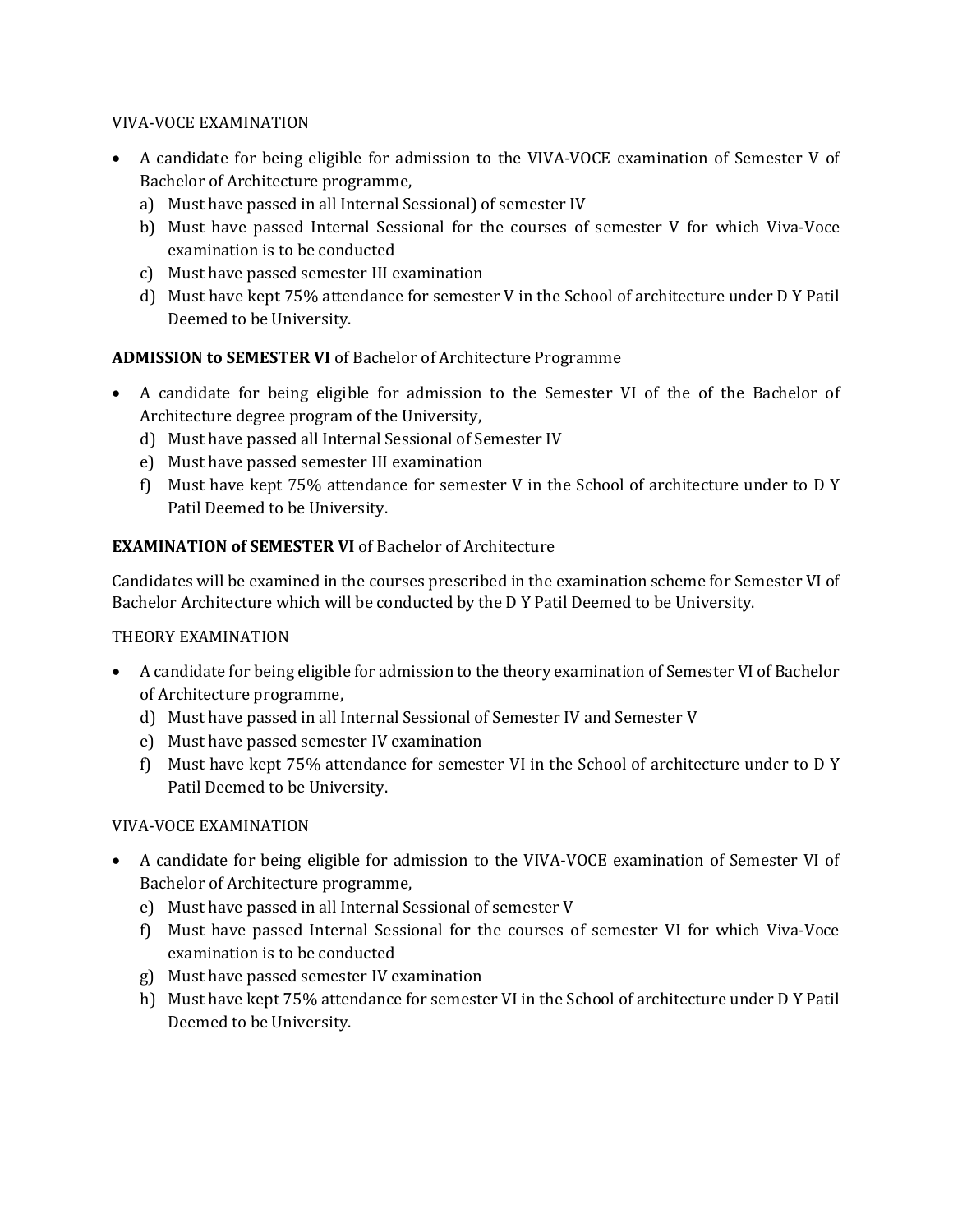VIVA-VOCE EXAMINATION

- A candidate for being eligible for admission to the VIVA-VOCE examination of Semester V of Bachelor of Architecture programme,
  a) Must have passed in all Internal Sessional) of semester IV
  b) Must have passed Internal Sessional for the courses of semester V for which Viva-Voce examination is to be conducted
  c) Must have passed semester III examination
  d) Must have kept 75% attendance for semester V in the School of architecture under D Y Patil Deemed to be University.

**ADMISSION to SEMESTER VI** of Bachelor of Architecture Programme

- A candidate for being eligible for admission to the Semester VI of the of the Bachelor of Architecture degree program of the University,
  d) Must have passed all Internal Sessional of Semester IV
  e) Must have passed semester III examination
  f) Must have kept 75% attendance for semester V in the School of architecture under to D Y Patil Deemed to be University.

**EXAMINATION of SEMESTER VI** of Bachelor of Architecture

Candidates will be examined in the courses prescribed in the examination scheme for Semester VI of Bachelor Architecture which will be conducted by the D Y Patil Deemed to be University.

THEORY EXAMINATION

- A candidate for being eligible for admission to the theory examination of Semester VI of Bachelor of Architecture programme,
  d) Must have passed in all Internal Sessional of Semester IV and Semester V
  e) Must have passed semester IV examination
  f) Must have kept 75% attendance for semester VI in the School of architecture under to D Y Patil Deemed to be University.

VIVA-VOCE EXAMINATION

- A candidate for being eligible for admission to the VIVA-VOCE examination of Semester VI of Bachelor of Architecture programme,
  e) Must have passed in all Internal Sessional of semester V
  f) Must have passed Internal Sessional for the courses of semester VI for which Viva-Voce examination is to be conducted
  g) Must have passed semester IV examination
  h) Must have kept 75% attendance for semester VI in the School of architecture under D Y Patil Deemed to be University.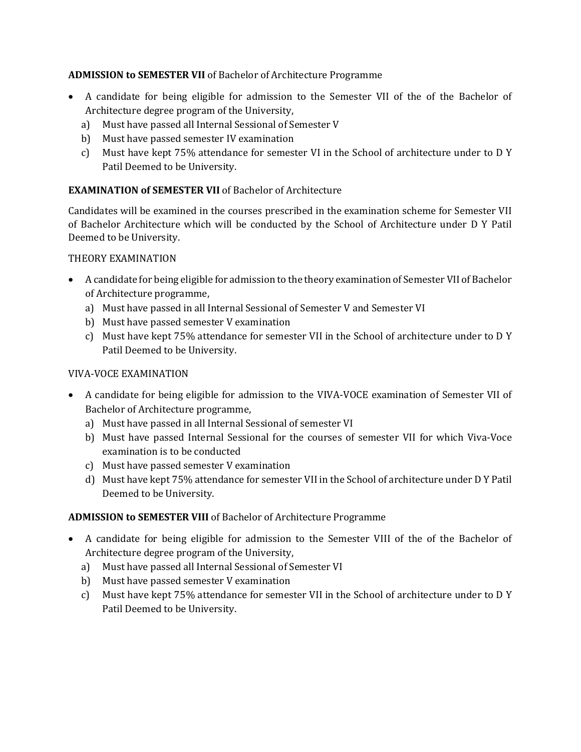**ADMISSION to SEMESTER VII** of Bachelor of Architecture Programme

- A candidate for being eligible for admission to the Semester VII of the of the Bachelor of Architecture degree program of the University,
  a) Must have passed all Internal Sessional of Semester V
  b) Must have passed semester IV examination
  c) Must have kept 75% attendance for semester VI in the School of architecture under to D Y Patil Deemed to be University.

**EXAMINATION of SEMESTER VII** of Bachelor of Architecture

Candidates will be examined in the courses prescribed in the examination scheme for Semester VII of Bachelor Architecture which will be conducted by the School of Architecture under D Y Patil Deemed to be University.

THEORY EXAMINATION

- A candidate for being eligible for admission to the theory examination of Semester VII of Bachelor of Architecture programme,
  a) Must have passed in all Internal Sessional of Semester V and Semester VI
  b) Must have passed semester V examination
  c) Must have kept 75% attendance for semester VII in the School of architecture under to D Y Patil Deemed to be University.

VIVA-VOCE EXAMINATION

- A candidate for being eligible for admission to the VIVA-VOCE examination of Semester VII of Bachelor of Architecture programme,
  a) Must have passed in all Internal Sessional of semester VI
  b) Must have passed Internal Sessional for the courses of semester VII for which Viva-Voce examination is to be conducted
  c) Must have passed semester V examination
  d) Must have kept 75% attendance for semester VII in the School of architecture under D Y Patil Deemed to be University.

**ADMISSION to SEMESTER VIII** of Bachelor of Architecture Programme

- A candidate for being eligible for admission to the Semester VIII of the of the Bachelor of Architecture degree program of the University,
  a) Must have passed all Internal Sessional of Semester VI
  b) Must have passed semester V examination
  c) Must have kept 75% attendance for semester VII in the School of architecture under to D Y Patil Deemed to be University.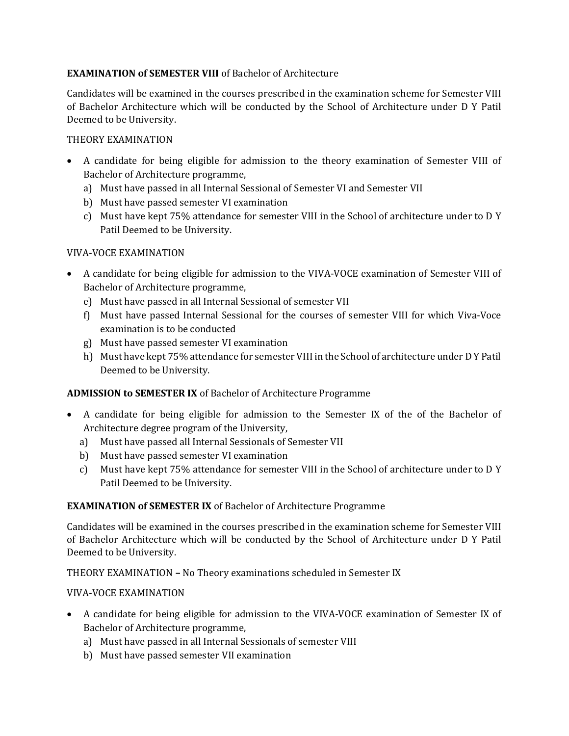**EXAMINATION of SEMESTER VIII** of Bachelor of Architecture

Candidates will be examined in the courses prescribed in the examination scheme for Semester VIII of Bachelor Architecture which will be conducted by the School of Architecture under D Y Patil Deemed to be University.

THEORY EXAMINATION

- A candidate for being eligible for admission to the theory examination of Semester VIII of Bachelor of Architecture programme,
  a) Must have passed in all Internal Sessional of Semester VI and Semester VII
  b) Must have passed semester VI examination
  c) Must have kept 75% attendance for semester VIII in the School of architecture under to D Y Patil Deemed to be University.

VIVA-VOCE EXAMINATION

- A candidate for being eligible for admission to the VIVA-VOCE examination of Semester VIII of Bachelor of Architecture programme,
  e) Must have passed in all Internal Sessional of semester VII
  f) Must have passed Internal Sessional for the courses of semester VIII for which Viva-Voce examination is to be conducted
  g) Must have passed semester VI examination
  h) Must have kept 75% attendance for semester VIII in the School of architecture under D Y Patil Deemed to be University.

**ADMISSION to SEMESTER IX** of Bachelor of Architecture Programme

- A candidate for being eligible for admission to the Semester IX of the of the Bachelor of Architecture degree program of the University,
  a) Must have passed all Internal Sessionals of Semester VII
  b) Must have passed semester VI examination
  c) Must have kept 75% attendance for semester VIII in the School of architecture under to D Y Patil Deemed to be University.

**EXAMINATION of SEMESTER IX** of Bachelor of Architecture Programme

Candidates will be examined in the courses prescribed in the examination scheme for Semester VIII of Bachelor Architecture which will be conducted by the School of Architecture under D Y Patil Deemed to be University.

THEORY EXAMINATION **–** No Theory examinations scheduled in Semester IX

VIVA-VOCE EXAMINATION

- A candidate for being eligible for admission to the VIVA-VOCE examination of Semester IX of Bachelor of Architecture programme,
  a) Must have passed in all Internal Sessionals of semester VIII
  b) Must have passed semester VII examination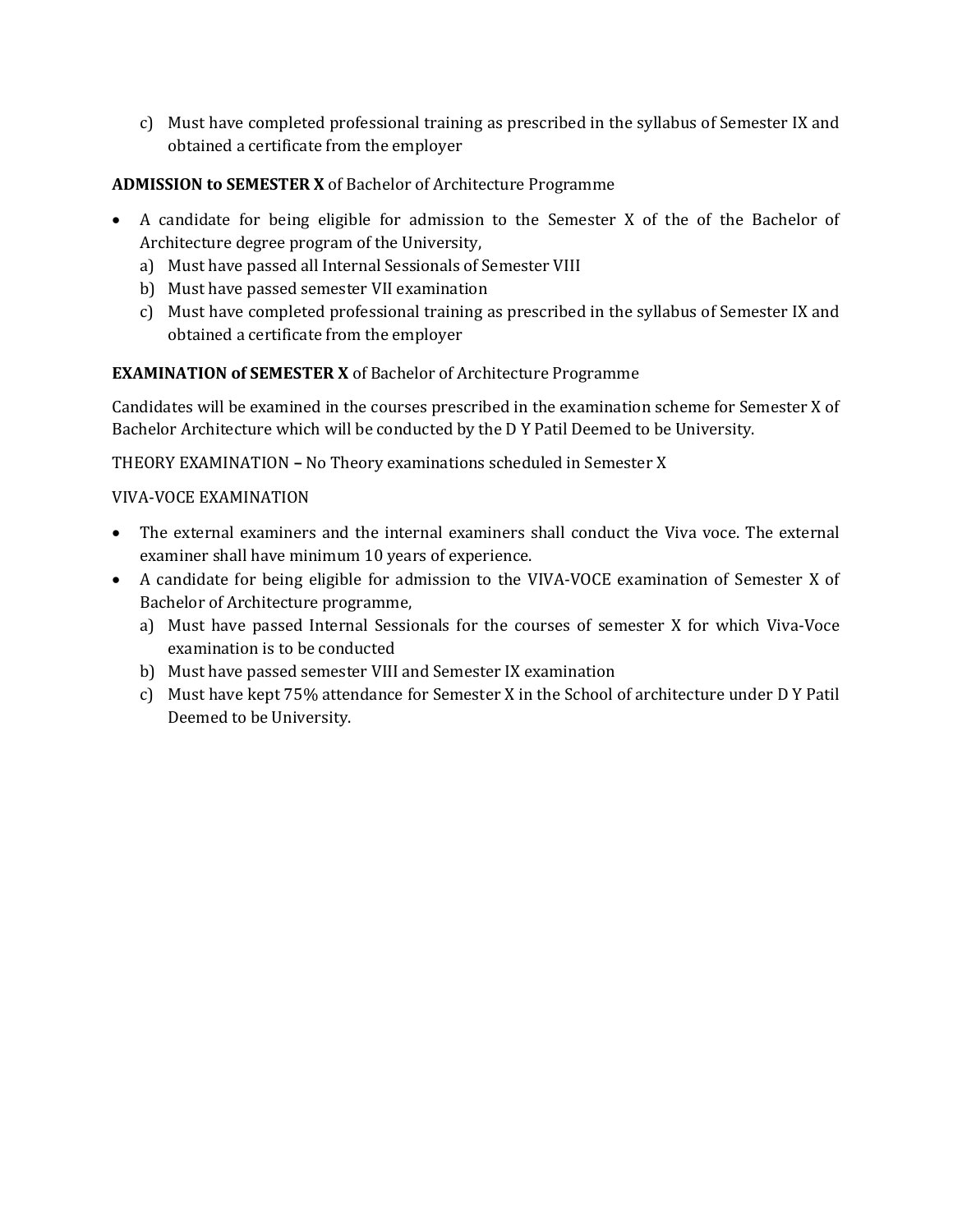c) Must have completed professional training as prescribed in the syllabus of Semester IX and obtained a certificate from the employer

**ADMISSION to SEMESTER X** of Bachelor of Architecture Programme

- A candidate for being eligible for admission to the Semester X of the of the Bachelor of Architecture degree program of the University,
  a) Must have passed all Internal Sessionals of Semester VIII
  b) Must have passed semester VII examination
  c) Must have completed professional training as prescribed in the syllabus of Semester IX and obtained a certificate from the employer

**EXAMINATION of SEMESTER X** of Bachelor of Architecture Programme

Candidates will be examined in the courses prescribed in the examination scheme for Semester X of Bachelor Architecture which will be conducted by the D Y Patil Deemed to be University.

THEORY EXAMINATION **–** No Theory examinations scheduled in Semester X

VIVA-VOCE EXAMINATION

- The external examiners and the internal examiners shall conduct the Viva voce. The external examiner shall have minimum 10 years of experience.
- A candidate for being eligible for admission to the VIVA-VOCE examination of Semester X of Bachelor of Architecture programme,
  a) Must have passed Internal Sessionals for the courses of semester X for which Viva-Voce examination is to be conducted
  b) Must have passed semester VIII and Semester IX examination
  c) Must have kept 75% attendance for Semester X in the School of architecture under D Y Patil Deemed to be University.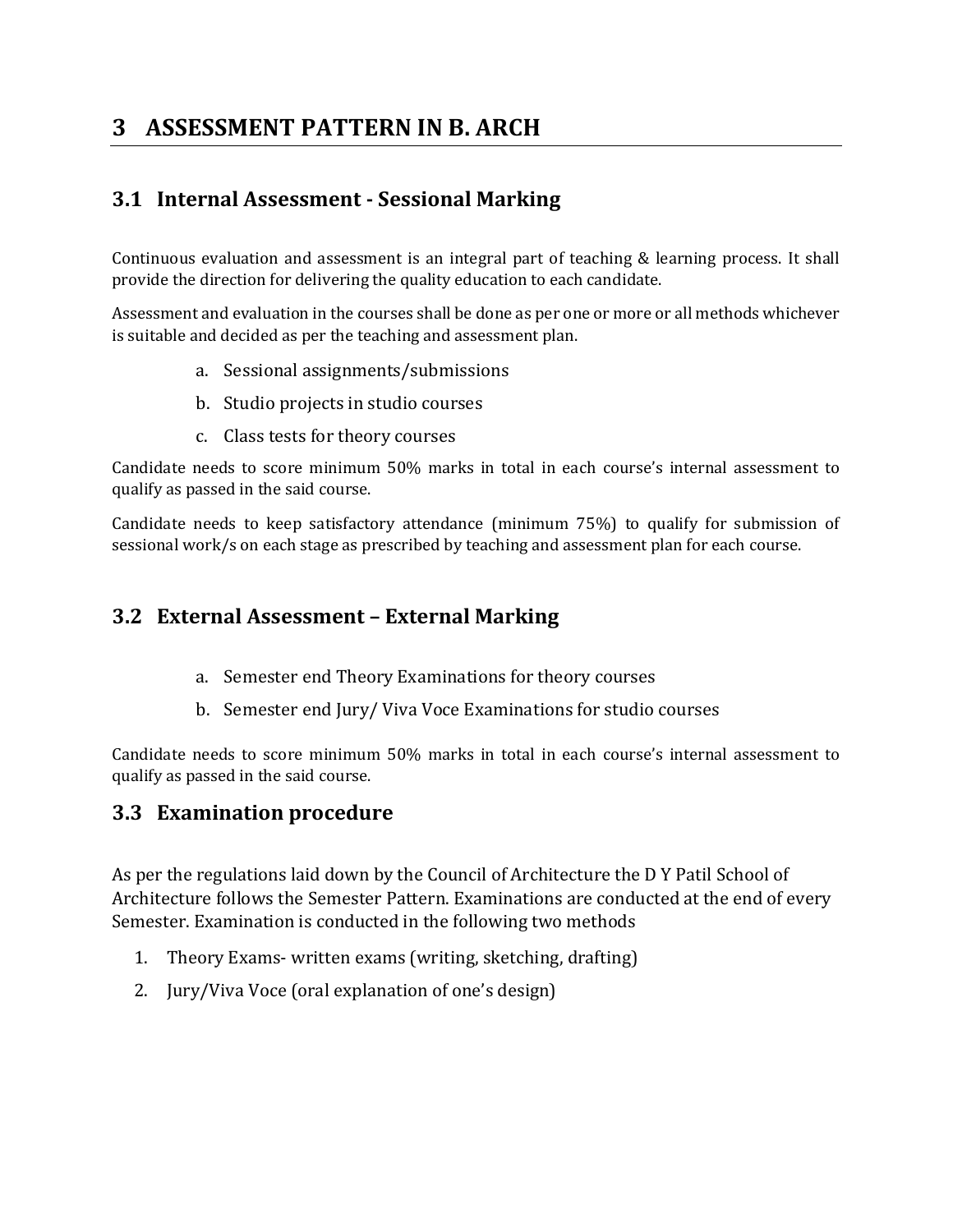# 3 ASSESSMENT PATTERN IN B. ARCH

## 3.1 Internal Assessment - Sessional Marking

Continuous evaluation and assessment is an integral part of teaching & learning process. It shall provide the direction for delivering the quality education to each candidate.

Assessment and evaluation in the courses shall be done as per one or more or all methods whichever is suitable and decided as per the teaching and assessment plan.

a. Sessional assignments/submissions
b. Studio projects in studio courses
c. Class tests for theory courses

Candidate needs to score minimum 50% marks in total in each course's internal assessment to qualify as passed in the said course.

Candidate needs to keep satisfactory attendance (minimum 75%) to qualify for submission of sessional work/s on each stage as prescribed by teaching and assessment plan for each course.

## 3.2 External Assessment – External Marking

a. Semester end Theory Examinations for theory courses
b. Semester end Jury/ Viva Voce Examinations for studio courses

Candidate needs to score minimum 50% marks in total in each course's internal assessment to qualify as passed in the said course.

## 3.3 Examination procedure

As per the regulations laid down by the Council of Architecture the D Y Patil School of Architecture follows the Semester Pattern. Examinations are conducted at the end of every Semester. Examination is conducted in the following two methods

1. Theory Exams- written exams (writing, sketching, drafting)
2. Jury/Viva Voce (oral explanation of one's design)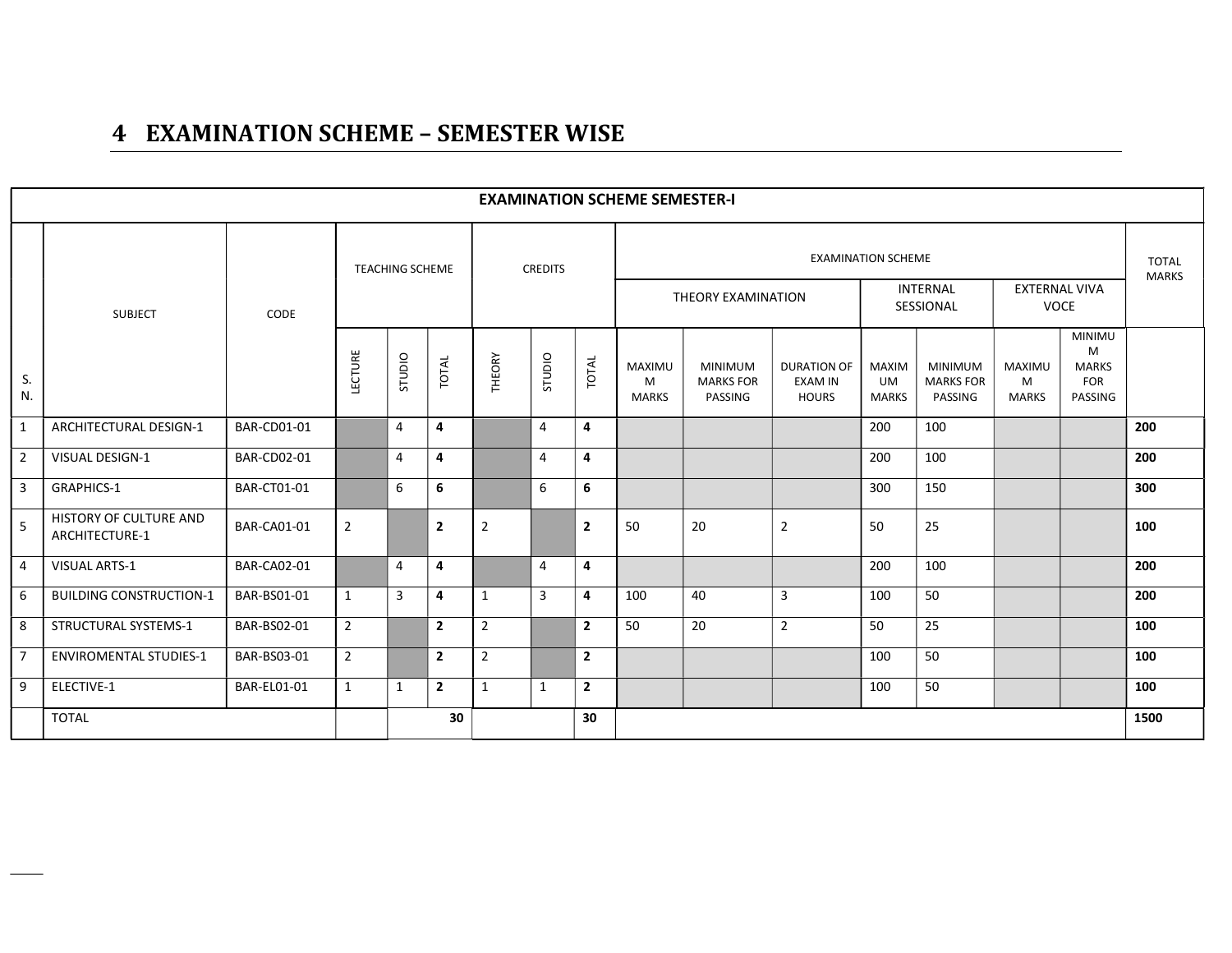# 4 EXAMINATION SCHEME – SEMESTER WISE

| EXAMINATION SCHEME SEMESTER-I | | | | | | | | | | | | | | | | |
|---|---|---|---|---|---|---|---|---|---|---|---|---|---|---|---|---|
| S. N. | SUBJECT | CODE | TEACHING SCHEME | | | CREDITS | | | EXAMINATION SCHEME | | | | | | | TOTAL MARKS |
| | | | | | | | | | THEORY EXAMINATION | | | INTERNAL SESSIONAL | | EXTERNAL VIVA VOCE | | |
| | | | LECTURE | STUDIO | TOTAL | THEORY | STUDIO | TOTAL | MAXIMUM MARKS | MINIMUM MARKS FOR PASSING | DURATION OF EXAM IN HOURS | MAXIMUM MARKS | MINIMUM MARKS FOR PASSING | MAXIMUM MARKS | MINIMUM MARKS FOR PASSING | |
| 1 | ARCHITECTURAL DESIGN-1 | BAR-CD01-01 | | 4 | **4** | | 4 | **4** | | | | 200 | 100 | | | **200** |
| 2 | VISUAL DESIGN-1 | BAR-CD02-01 | | 4 | **4** | | 4 | **4** | | | | 200 | 100 | | | **200** |
| 3 | GRAPHICS-1 | BAR-CT01-01 | | 6 | **6** | | 6 | **6** | | | | 300 | 150 | | | **300** |
| 5 | HISTORY OF CULTURE AND ARCHITECTURE-1 | BAR-CA01-01 | 2 | | **2** | 2 | | **2** | 50 | 20 | 2 | 50 | 25 | | | **100** |
| 4 | VISUAL ARTS-1 | BAR-CA02-01 | | 4 | **4** | | 4 | **4** | | | | 200 | 100 | | | **200** |
| 6 | BUILDING CONSTRUCTION-1 | BAR-BS01-01 | 1 | 3 | **4** | 1 | 3 | **4** | 100 | 40 | 3 | 100 | 50 | | | **200** |
| 8 | STRUCTURAL SYSTEMS-1 | BAR-BS02-01 | 2 | | **2** | 2 | | **2** | 50 | 20 | 2 | 50 | 25 | | | **100** |
| 7 | ENVIROMENTAL STUDIES-1 | BAR-BS03-01 | 2 | | **2** | 2 | | **2** | | | | 100 | 50 | | | **100** |
| 9 | ELECTIVE-1 | BAR-EL01-01 | 1 | 1 | **2** | 1 | 1 | **2** | | | | 100 | 50 | | | **100** |
| | TOTAL | | | | **30** | | | **30** | | | | | | | | **1500** |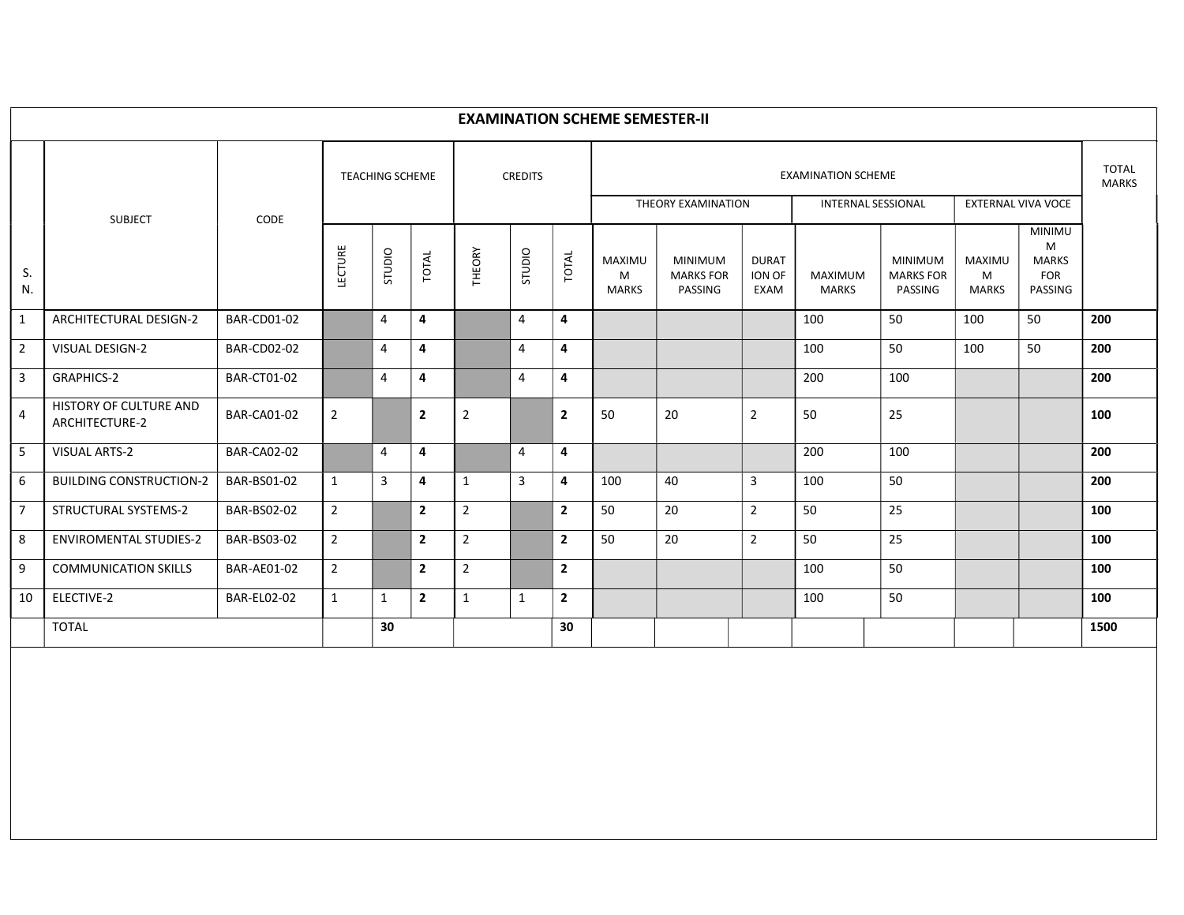## EXAMINATION SCHEME SEMESTER-II

| S. N. | SUBJECT | CODE | TEACHING SCHEME | | | CREDITS | | | EXAMINATION SCHEME | | | | | | | TOTAL MARKS |
|---|---|---|---|---|---|---|---|---|---|---|---|---|---|---|---|---|
| | | | | | | | | | THEORY EXAMINATION | | | INTERNAL SESSIONAL | | EXTERNAL VIVA VOCE | | |
| | | | LECTURE | STUDIO | TOTAL | THEORY | STUDIO | TOTAL | MAXIMUM MARKS | MINIMUM MARKS FOR PASSING | DURATION OF EXAM | MAXIMUM MARKS | MINIMUM MARKS FOR PASSING | MAXIMUM MARKS | MINIMUM MARKS FOR PASSING | |
| 1 | ARCHITECTURAL DESIGN-2 | BAR-CD01-02 | | 4 | **4** | | 4 | **4** | | | | 100 | 50 | 100 | 50 | **200** |
| 2 | VISUAL DESIGN-2 | BAR-CD02-02 | | 4 | **4** | | 4 | **4** | | | | 100 | 50 | 100 | 50 | **200** |
| 3 | GRAPHICS-2 | BAR-CT01-02 | | 4 | **4** | | 4 | **4** | | | | 200 | 100 | | | **200** |
| 4 | HISTORY OF CULTURE AND ARCHITECTURE-2 | BAR-CA01-02 | 2 | | **2** | 2 | | **2** | 50 | 20 | 2 | 50 | 25 | | | **100** |
| 5 | VISUAL ARTS-2 | BAR-CA02-02 | | 4 | **4** | | 4 | **4** | | | | 200 | 100 | | | **200** |
| 6 | BUILDING CONSTRUCTION-2 | BAR-BS01-02 | 1 | 3 | **4** | 1 | 3 | **4** | 100 | 40 | 3 | 100 | 50 | | | **200** |
| 7 | STRUCTURAL SYSTEMS-2 | BAR-BS02-02 | 2 | | **2** | 2 | | **2** | 50 | 20 | 2 | 50 | 25 | | | **100** |
| 8 | ENVIROMENTAL STUDIES-2 | BAR-BS03-02 | 2 | | **2** | 2 | | **2** | 50 | 20 | 2 | 50 | 25 | | | **100** |
| 9 | COMMUNICATION SKILLS | BAR-AE01-02 | 2 | | **2** | 2 | | **2** | | | | 100 | 50 | | | **100** |
| 10 | ELECTIVE-2 | BAR-EL02-02 | 1 | 1 | **2** | 1 | 1 | **2** | | | | 100 | 50 | | | **100** |
| | TOTAL | | | **30** | | | | **30** | | | | | | | | **1500** |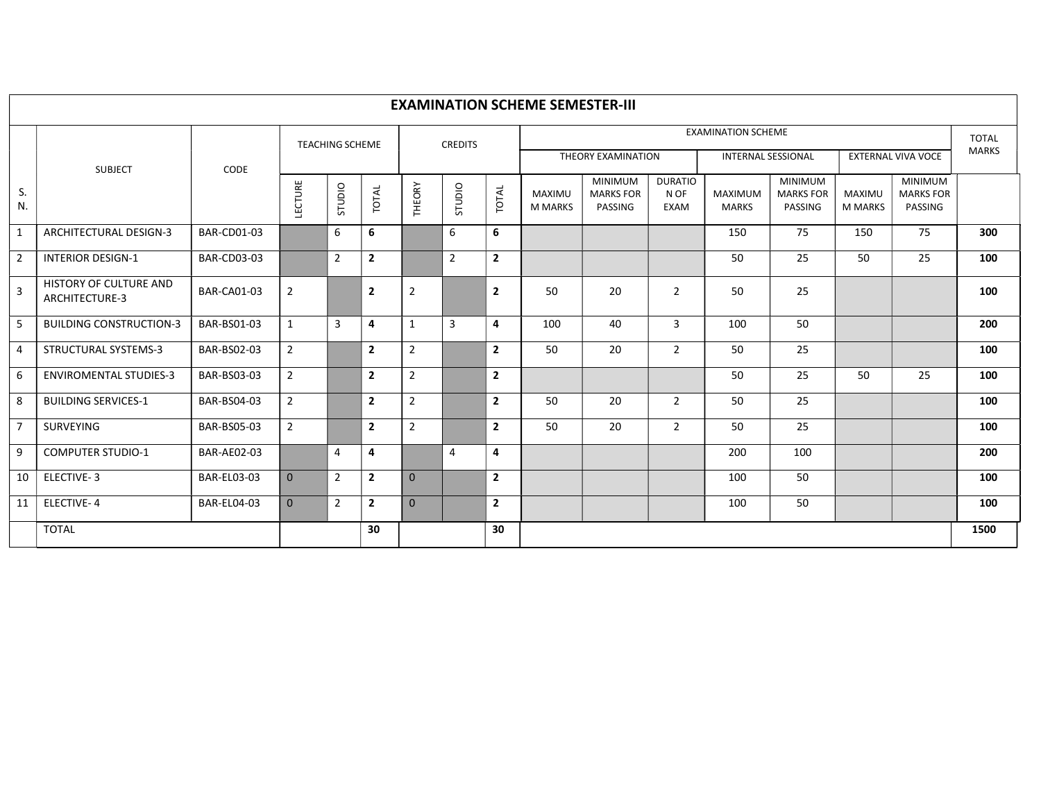## EXAMINATION SCHEME SEMESTER-III

| S. N. | SUBJECT | CODE | TEACHING SCHEME | | | CREDITS | | | EXAMINATION SCHEME | | | | | | | TOTAL MARKS |
|---|---|---|---|---|---|---|---|---|---|---|---|---|---|---|---|---|
| | | | | | | | | | THEORY EXAMINATION | | | INTERNAL SESSIONAL | | EXTERNAL VIVA VOCE | | |
| | | | LECTURE | STUDIO | TOTAL | THEORY | STUDIO | TOTAL | MAXIMUM MARKS | MINIMUM MARKS FOR PASSING | DURATION OF EXAM | MAXIMUM MARKS | MINIMUM MARKS FOR PASSING | MAXIMUM MARKS | MINIMUM MARKS FOR PASSING | |
| 1 | ARCHITECTURAL DESIGN-3 | BAR-CD01-03 | | 6 | **6** | | 6 | **6** | | | | 150 | 75 | 150 | 75 | **300** |
| 2 | INTERIOR DESIGN-1 | BAR-CD03-03 | | 2 | **2** | | 2 | **2** | | | | 50 | 25 | 50 | 25 | **100** |
| 3 | HISTORY OF CULTURE AND ARCHITECTURE-3 | BAR-CA01-03 | 2 | | **2** | 2 | | **2** | 50 | 20 | 2 | 50 | 25 | | | **100** |
| 5 | BUILDING CONSTRUCTION-3 | BAR-BS01-03 | 1 | 3 | **4** | 1 | 3 | **4** | 100 | 40 | 3 | 100 | 50 | | | **200** |
| 4 | STRUCTURAL SYSTEMS-3 | BAR-BS02-03 | 2 | | **2** | 2 | | **2** | 50 | 20 | 2 | 50 | 25 | | | **100** |
| 6 | ENVIROMENTAL STUDIES-3 | BAR-BS03-03 | 2 | | **2** | 2 | | **2** | | | | 50 | 25 | 50 | 25 | **100** |
| 8 | BUILDING SERVICES-1 | BAR-BS04-03 | 2 | | **2** | 2 | | **2** | 50 | 20 | 2 | 50 | 25 | | | **100** |
| 7 | SURVEYING | BAR-BS05-03 | 2 | | **2** | 2 | | **2** | 50 | 20 | 2 | 50 | 25 | | | **100** |
| 9 | COMPUTER STUDIO-1 | BAR-AE02-03 | | 4 | **4** | | 4 | **4** | | | | 200 | 100 | | | **200** |
| 10 | ELECTIVE- 3 | BAR-EL03-03 | 0 | 2 | **2** | 0 | | **2** | | | | 100 | 50 | | | **100** |
| 11 | ELECTIVE- 4 | BAR-EL04-03 | 0 | 2 | **2** | 0 | | **2** | | | | 100 | 50 | | | **100** |
| | TOTAL | | | | **30** | | | **30** | | | | | | | | **1500** |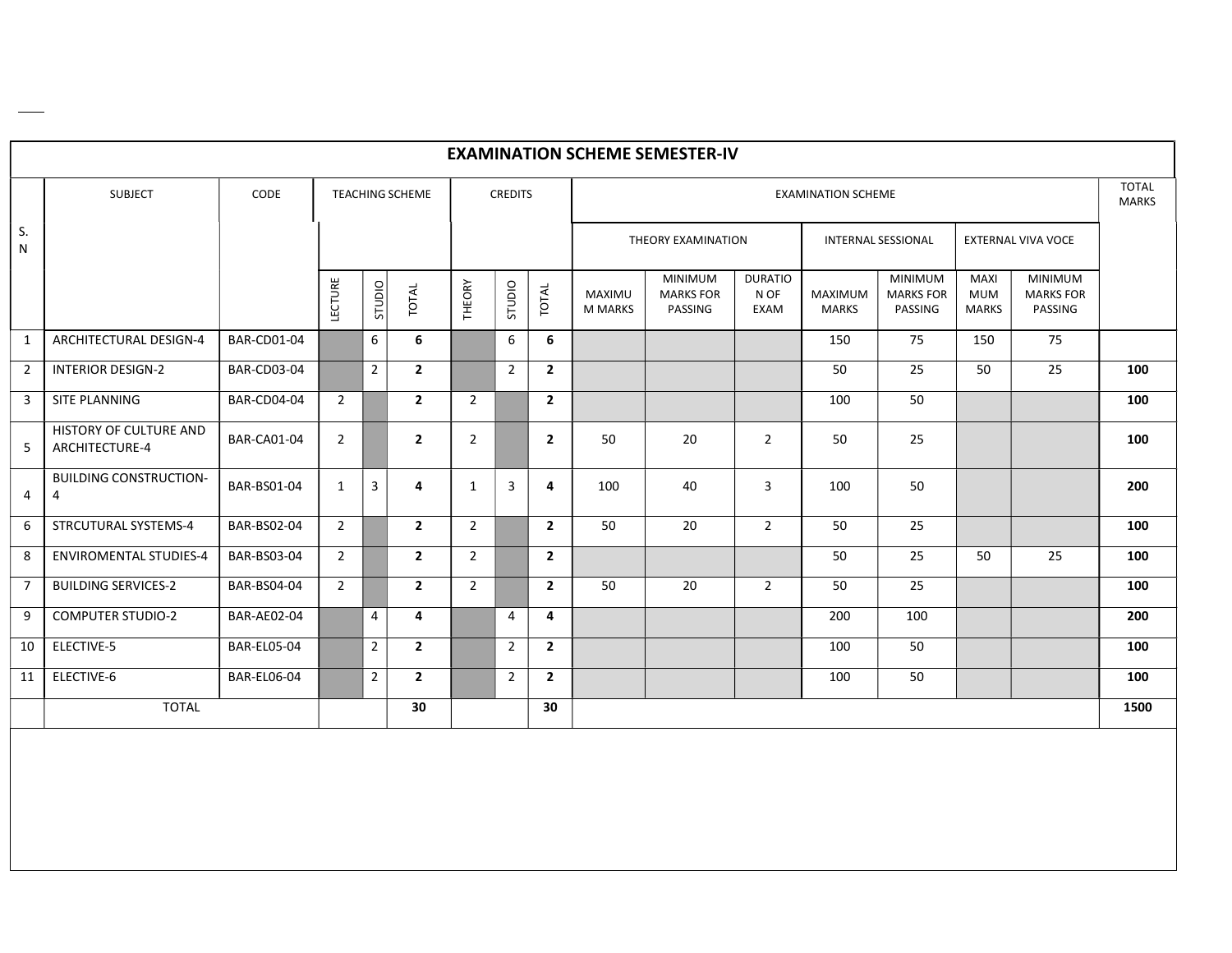| S. N | SUBJECT | CODE | TEACHING SCHEME | | | CREDITS | | | EXAMINATION SCHEME | | | | | | | TOTAL MARKS |
|---|---|---|---|---|---|---|---|---|---|---|---|---|---|---|---|---|
| | | | | | | | | | THEORY EXAMINATION | | | INTERNAL SESSIONAL | | EXTERNAL VIVA VOCE | | |
| | | | LECTURE | STUDIO | TOTAL | THEORY | STUDIO | TOTAL | MAXIMUM MARKS | MINIMUM MARKS FOR PASSING | DURATION OF EXAM | MAXIMUM MARKS | MINIMUM MARKS FOR PASSING | MAXIMUM MARKS | MINIMUM MARKS FOR PASSING | |
| 1 | ARCHITECTURAL DESIGN-4 | BAR-CD01-04 | | 6 | **6** | | 6 | **6** | | | | 150 | 75 | 150 | 75 | |
| 2 | INTERIOR DESIGN-2 | BAR-CD03-04 | | 2 | **2** | | 2 | **2** | | | | 50 | 25 | 50 | 25 | **100** |
| 3 | SITE PLANNING | BAR-CD04-04 | 2 | | **2** | 2 | | **2** | | | | 100 | 50 | | | **100** |
| 5 | HISTORY OF CULTURE AND ARCHITECTURE-4 | BAR-CA01-04 | 2 | | **2** | 2 | | **2** | 50 | 20 | 2 | 50 | 25 | | | **100** |
| 4 | BUILDING CONSTRUCTION-4 | BAR-BS01-04 | 1 | 3 | **4** | 1 | 3 | **4** | 100 | 40 | 3 | 100 | 50 | | | **200** |
| 6 | STRCUTURAL SYSTEMS-4 | BAR-BS02-04 | 2 | | **2** | 2 | | **2** | 50 | 20 | 2 | 50 | 25 | | | **100** |
| 8 | ENVIROMENTAL STUDIES-4 | BAR-BS03-04 | 2 | | **2** | 2 | | **2** | | | | 50 | 25 | 50 | 25 | **100** |
| 7 | BUILDING SERVICES-2 | BAR-BS04-04 | 2 | | **2** | 2 | | **2** | 50 | 20 | 2 | 50 | 25 | | | **100** |
| 9 | COMPUTER STUDIO-2 | BAR-AE02-04 | | 4 | **4** | | 4 | **4** | | | | 200 | 100 | | | **200** |
| 10 | ELECTIVE-5 | BAR-EL05-04 | | 2 | **2** | | 2 | **2** | | | | 100 | 50 | | | **100** |
| 11 | ELECTIVE-6 | BAR-EL06-04 | | 2 | **2** | | 2 | **2** | | | | 100 | 50 | | | **100** |
| | TOTAL | | | | **30** | | | **30** | | | | | | | | **1500** |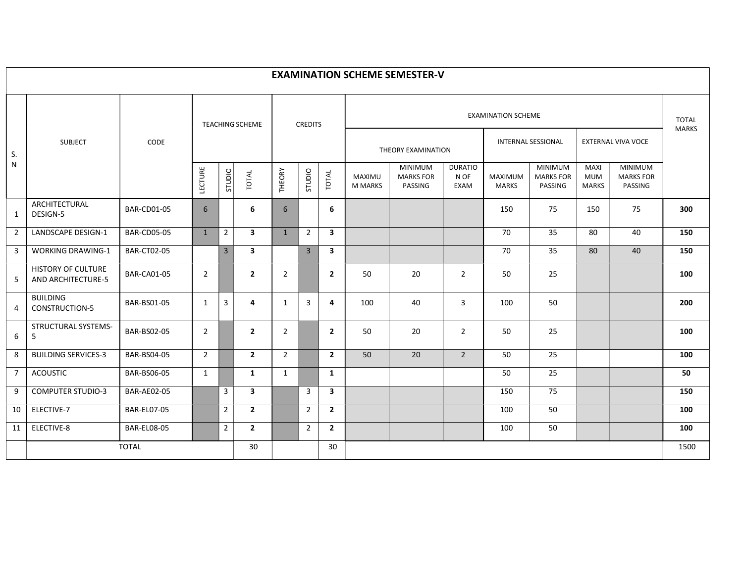# EXAMINATION SCHEME SEMESTER-V

| S. N | SUBJECT | CODE | TEACHING SCHEME | | | CREDITS | | | EXAMINATION SCHEME | | | | | | | TOTAL MARKS |
|---|---|---|---|---|---|---|---|---|---|---|---|---|---|---|---|---|
| | | | | | | | | | THEORY EXAMINATION | | | INTERNAL SESSIONAL | | EXTERNAL VIVA VOCE | | |
| | | | LECTURE | STUDIO | TOTAL | THEORY | STUDIO | TOTAL | MAXIMUM MARKS | MINIMUM MARKS FOR PASSING | DURATION OF EXAM | MAXIMUM MARKS | MINIMUM MARKS FOR PASSING | MAXIMUM MARKS | MINIMUM MARKS FOR PASSING | |
| 1 | ARCHITECTURAL DESIGN-5 | BAR-CD01-05 | 6 | | **6** | 6 | | **6** | | | | 150 | 75 | 150 | 75 | **300** |
| 2 | LANDSCAPE DESIGN-1 | BAR-CD05-05 | 1 | 2 | **3** | 1 | 2 | **3** | | | | 70 | 35 | 80 | 40 | **150** |
| 3 | WORKING DRAWING-1 | BAR-CT02-05 | | 3 | **3** | | 3 | **3** | | | | 70 | 35 | 80 | 40 | **150** |
| 5 | HISTORY OF CULTURE AND ARCHITECTURE-5 | BAR-CA01-05 | 2 | | **2** | 2 | | **2** | 50 | 20 | 2 | 50 | 25 | | | **100** |
| 4 | BUILDING CONSTRUCTION-5 | BAR-BS01-05 | 1 | 3 | **4** | 1 | 3 | **4** | 100 | 40 | 3 | 100 | 50 | | | **200** |
| 6 | STRUCTURAL SYSTEMS-5 | BAR-BS02-05 | 2 | | **2** | 2 | | **2** | 50 | 20 | 2 | 50 | 25 | | | **100** |
| 8 | BUILDING SERVICES-3 | BAR-BS04-05 | 2 | | **2** | 2 | | **2** | 50 | 20 | 2 | 50 | 25 | | | **100** |
| 7 | ACOUSTIC | BAR-BS06-05 | 1 | | **1** | 1 | | **1** | | | | 50 | 25 | | | **50** |
| 9 | COMPUTER STUDIO-3 | BAR-AE02-05 | | 3 | **3** | | 3 | **3** | | | | 150 | 75 | | | **150** |
| 10 | ELECTIVE-7 | BAR-EL07-05 | | 2 | **2** | | 2 | **2** | | | | 100 | 50 | | | **100** |
| 11 | ELECTIVE-8 | BAR-EL08-05 | | 2 | **2** | | 2 | **2** | | | | 100 | 50 | | | **100** |
| | TOTAL | | | | 30 | | | 30 | | | | | | | | 1500 |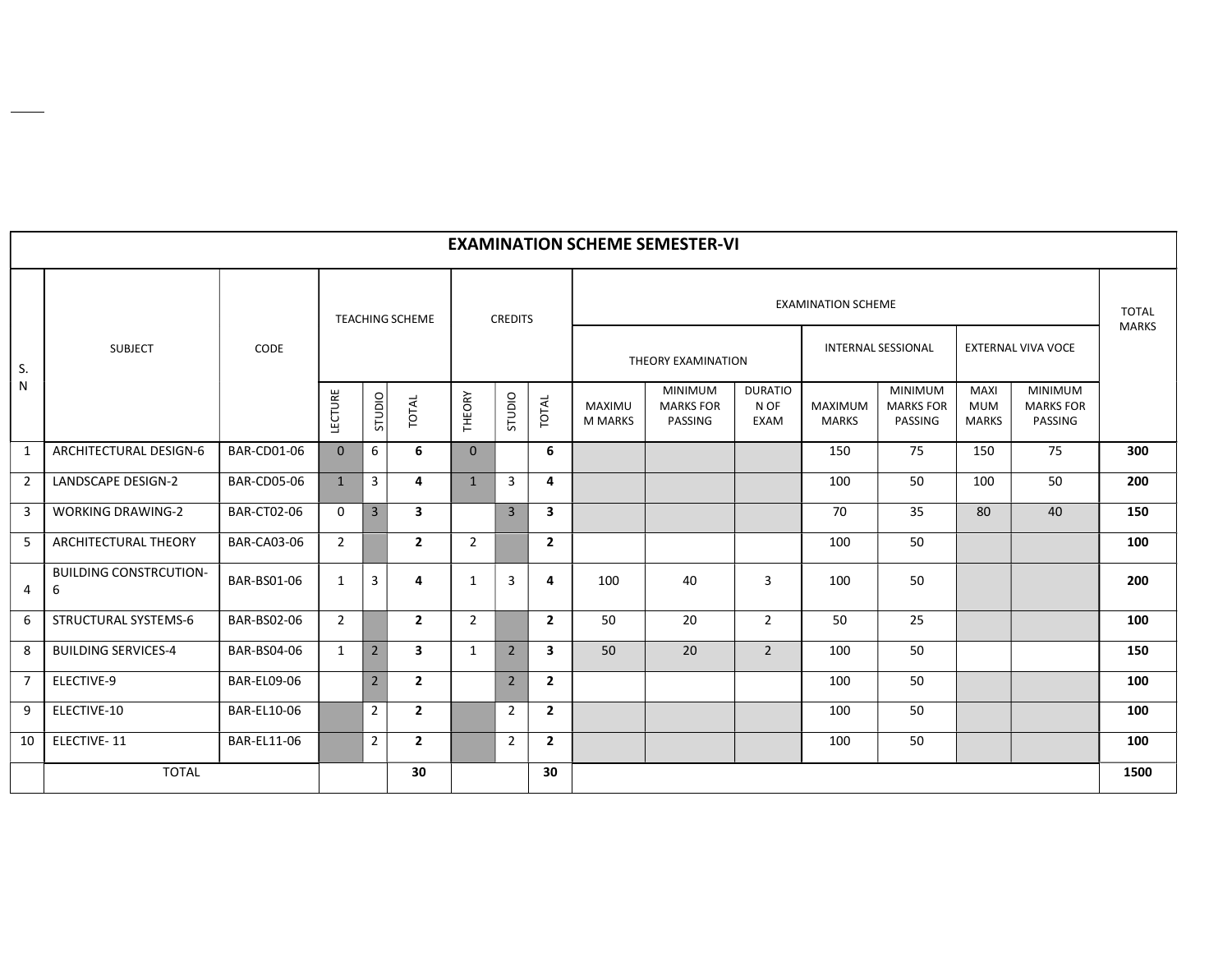| EXAMINATION SCHEME SEMESTER-VI | | | | | | | | | | | | | | | | | |
|---|---|---|---|---|---|---|---|---|---|---|---|---|---|---|---|---|---|
| S. N | SUBJECT | CODE | TEACHING SCHEME | | | CREDITS | | | EXAMINATION SCHEME | | | | | | | | TOTAL MARKS |
| | | | | | | | | | THEORY EXAMINATION | | | INTERNAL SESSIONAL | | EXTERNAL VIVA VOCE | | |
| | | | LECTURE | STUDIO | TOTAL | THEORY | STUDIO | TOTAL | MAXIMUM MARKS | MINIMUM MARKS FOR PASSING | DURATION OF EXAM | MAXIMUM MARKS | MINIMUM MARKS FOR PASSING | MAXIMUM MARKS | MINIMUM MARKS FOR PASSING | |
| 1 | ARCHITECTURAL DESIGN-6 | BAR-CD01-06 | 0 | 6 | **6** | 0 | | **6** | | | | 150 | 75 | 150 | 75 | **300** |
| 2 | LANDSCAPE DESIGN-2 | BAR-CD05-06 | 1 | 3 | **4** | 1 | 3 | **4** | | | | 100 | 50 | 100 | 50 | **200** |
| 3 | WORKING DRAWING-2 | BAR-CT02-06 | 0 | 3 | **3** | | 3 | **3** | | | | 70 | 35 | 80 | 40 | **150** |
| 5 | ARCHITECTURAL THEORY | BAR-CA03-06 | 2 | | **2** | 2 | | **2** | | | | 100 | 50 | | | **100** |
| 4 | BUILDING CONSTRCUTION-6 | BAR-BS01-06 | 1 | 3 | **4** | 1 | 3 | **4** | 100 | 40 | 3 | 100 | 50 | | | **200** |
| 6 | STRUCTURAL SYSTEMS-6 | BAR-BS02-06 | 2 | | **2** | 2 | | **2** | 50 | 20 | 2 | 50 | 25 | | | **100** |
| 8 | BUILDING SERVICES-4 | BAR-BS04-06 | 1 | 2 | **3** | 1 | 2 | **3** | 50 | 20 | 2 | 100 | 50 | | | **150** |
| 7 | ELECTIVE-9 | BAR-EL09-06 | | 2 | **2** | | 2 | **2** | | | | 100 | 50 | | | **100** |
| 9 | ELECTIVE-10 | BAR-EL10-06 | | 2 | **2** | | 2 | **2** | | | | 100 | 50 | | | **100** |
| 10 | ELECTIVE- 11 | BAR-EL11-06 | | 2 | **2** | | 2 | **2** | | | | 100 | 50 | | | **100** |
| | TOTAL | | | | **30** | | | **30** | | | | | | | | **1500** |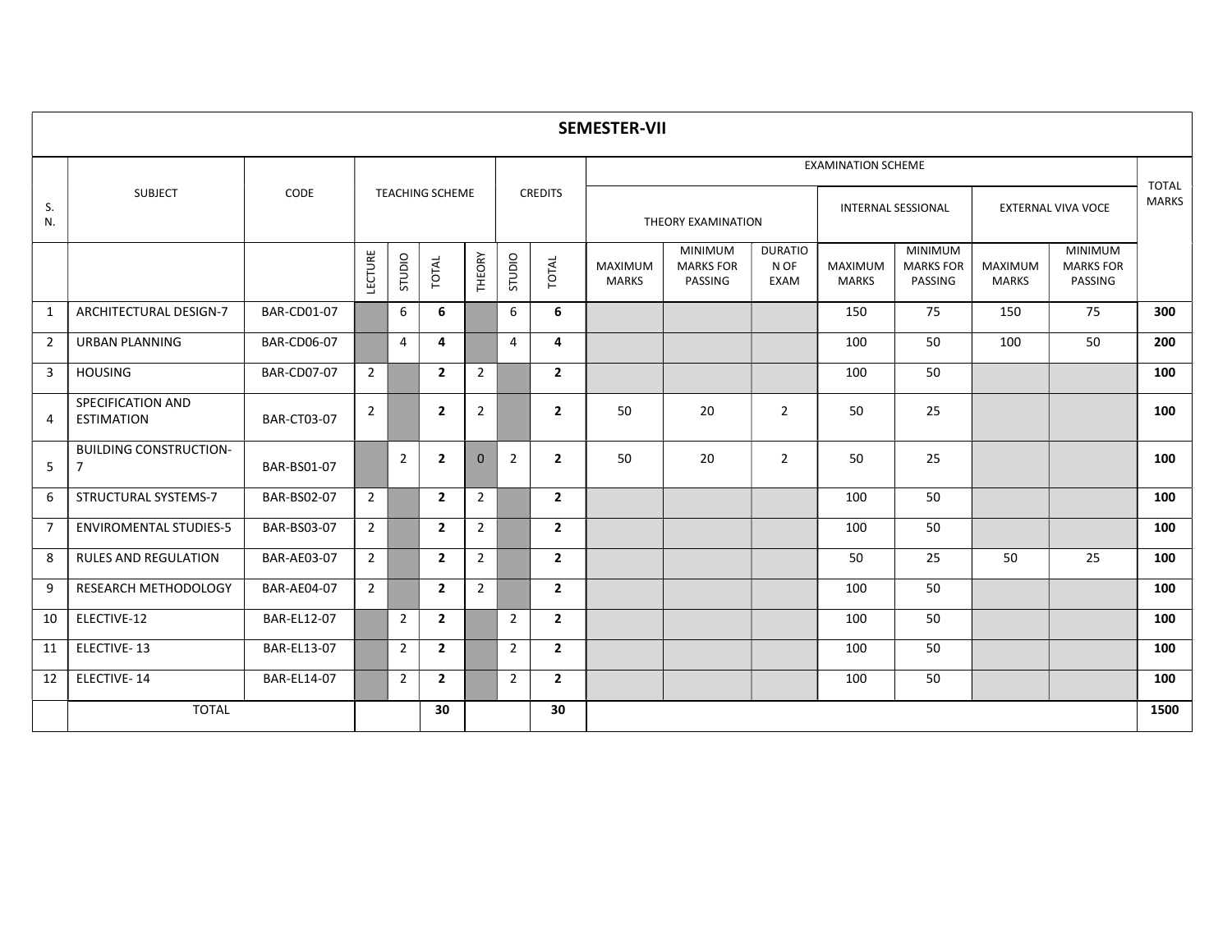## SEMESTER-VII

| S. N. | SUBJECT | CODE | TEACHING SCHEME | | | CREDITS | | | EXAMINATION SCHEME | | | | | | | TOTAL MARKS |
|---|---|---|---|---|---|---|---|---|---|---|---|---|---|---|---|---|
| | | | | | | | | | THEORY EXAMINATION | | | INTERNAL SESSIONAL | | EXTERNAL VIVA VOCE | | |
| | | | LECTURE | STUDIO | TOTAL | THEORY | STUDIO | TOTAL | MAXIMUM MARKS | MINIMUM MARKS FOR PASSING | DURATION OF EXAM | MAXIMUM MARKS | MINIMUM MARKS FOR PASSING | MAXIMUM MARKS | MINIMUM MARKS FOR PASSING | |
| 1 | ARCHITECTURAL DESIGN-7 | BAR-CD01-07 | | 6 | **6** | | 6 | **6** | | | | 150 | 75 | 150 | 75 | **300** |
| 2 | URBAN PLANNING | BAR-CD06-07 | | 4 | **4** | | 4 | **4** | | | | 100 | 50 | 100 | 50 | **200** |
| 3 | HOUSING | BAR-CD07-07 | 2 | | **2** | 2 | | **2** | | | | 100 | 50 | | | **100** |
| 4 | SPECIFICATION AND ESTIMATION | BAR-CT03-07 | 2 | | **2** | 2 | | **2** | 50 | 20 | 2 | 50 | 25 | | | **100** |
| 5 | BUILDING CONSTRUCTION-7 | BAR-BS01-07 | | 2 | **2** | 0 | 2 | **2** | 50 | 20 | 2 | 50 | 25 | | | **100** |
| 6 | STRUCTURAL SYSTEMS-7 | BAR-BS02-07 | 2 | | **2** | 2 | | **2** | | | | 100 | 50 | | | **100** |
| 7 | ENVIROMENTAL STUDIES-5 | BAR-BS03-07 | 2 | | **2** | 2 | | **2** | | | | 100 | 50 | | | **100** |
| 8 | RULES AND REGULATION | BAR-AE03-07 | 2 | | **2** | 2 | | **2** | | | | 50 | 25 | 50 | 25 | **100** |
| 9 | RESEARCH METHODOLOGY | BAR-AE04-07 | 2 | | **2** | 2 | | **2** | | | | 100 | 50 | | | **100** |
| 10 | ELECTIVE-12 | BAR-EL12-07 | | 2 | **2** | | 2 | **2** | | | | 100 | 50 | | | **100** |
| 11 | ELECTIVE- 13 | BAR-EL13-07 | | 2 | **2** | | 2 | **2** | | | | 100 | 50 | | | **100** |
| 12 | ELECTIVE- 14 | BAR-EL14-07 | | 2 | **2** | | 2 | **2** | | | | 100 | 50 | | | **100** |
| | TOTAL | | | | **30** | | | **30** | | | | | | | | **1500** |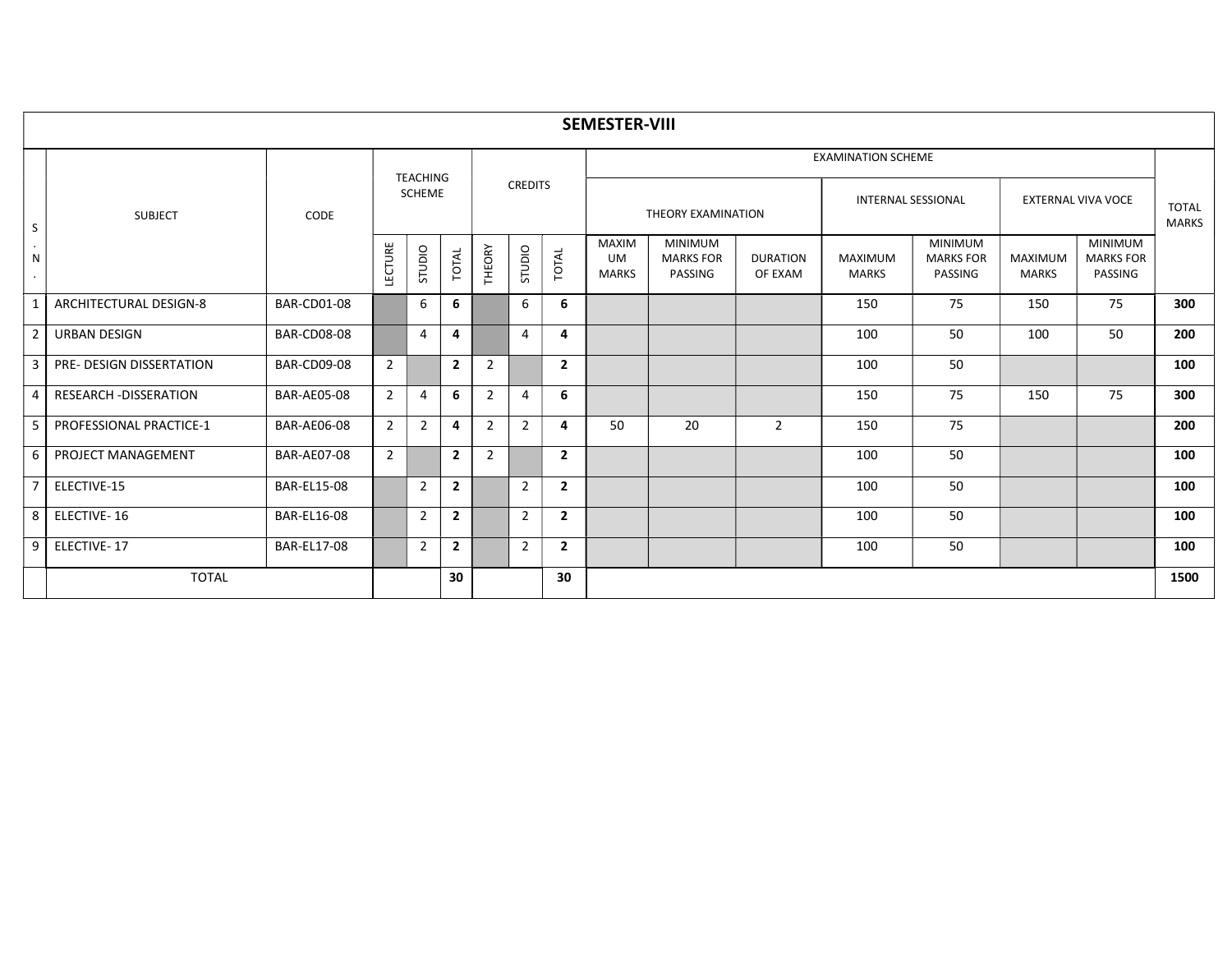## SEMESTER-VIII

| S.N. | SUBJECT | CODE | TEACHING SCHEME | | | CREDITS | | | EXAMINATION SCHEME | | | | | | | TOTAL MARKS |
|---|---|---|---|---|---|---|---|---|---|---|---|---|---|---|---|---|
| | | | | | | | | | THEORY EXAMINATION | | | INTERNAL SESSIONAL | | EXTERNAL VIVA VOCE | | |
| | | | LECTURE | STUDIO | TOTAL | THEORY | STUDIO | TOTAL | MAXIMUM MARKS | MINIMUM MARKS FOR PASSING | DURATION OF EXAM | MAXIMUM MARKS | MINIMUM MARKS FOR PASSING | MAXIMUM MARKS | MINIMUM MARKS FOR PASSING | |
| 1 | ARCHITECTURAL DESIGN-8 | BAR-CD01-08 | | 6 | **6** | | 6 | **6** | | | | 150 | 75 | 150 | 75 | **300** |
| 2 | URBAN DESIGN | BAR-CD08-08 | | 4 | **4** | | 4 | **4** | | | | 100 | 50 | 100 | 50 | **200** |
| 3 | PRE- DESIGN DISSERTATION | BAR-CD09-08 | 2 | | **2** | 2 | | **2** | | | | 100 | 50 | | | **100** |
| 4 | RESEARCH -DISSERATION | BAR-AE05-08 | 2 | 4 | **6** | 2 | 4 | **6** | | | | 150 | 75 | 150 | 75 | **300** |
| 5 | PROFESSIONAL PRACTICE-1 | BAR-AE06-08 | 2 | 2 | **4** | 2 | 2 | **4** | 50 | 20 | 2 | 150 | 75 | | | **200** |
| 6 | PROJECT MANAGEMENT | BAR-AE07-08 | 2 | | **2** | 2 | | **2** | | | | 100 | 50 | | | **100** |
| 7 | ELECTIVE-15 | BAR-EL15-08 | | 2 | **2** | | 2 | **2** | | | | 100 | 50 | | | **100** |
| 8 | ELECTIVE- 16 | BAR-EL16-08 | | 2 | **2** | | 2 | **2** | | | | 100 | 50 | | | **100** |
| 9 | ELECTIVE- 17 | BAR-EL17-08 | | 2 | **2** | | 2 | **2** | | | | 100 | 50 | | | **100** |
| | TOTAL | | | | **30** | | | **30** | | | | | | | | **1500** |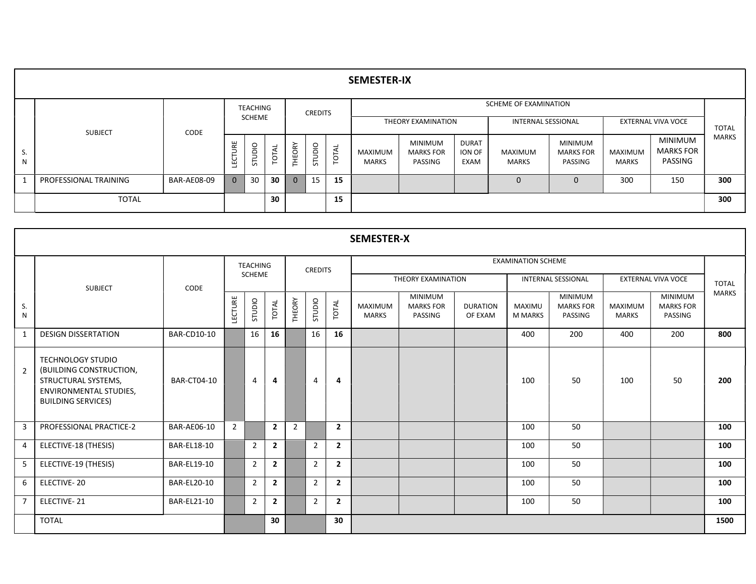## SEMESTER-IX

| S.N | SUBJECT | CODE | TEACHING SCHEME | | | CREDITS | | | SCHEME OF EXAMINATION | | | | | | | TOTAL MARKS |
|---|---|---|---|---|---|---|---|---|---|---|---|---|---|---|---|---|
| | | | | | | | | | THEORY EXAMINATION | | | INTERNAL SESSIONAL | | EXTERNAL VIVA VOCE | | |
| | | | LECTURE | STUDIO | TOTAL | THEORY | STUDIO | TOTAL | MAXIMUM MARKS | MINIMUM MARKS FOR PASSING | DURATION OF EXAM | MAXIMUM MARKS | MINIMUM MARKS FOR PASSING | MAXIMUM MARKS | MINIMUM MARKS FOR PASSING | |
| 1 | PROFESSIONAL TRAINING | BAR-AE08-09 | 0 | 30 | **30** | 0 | 15 | **15** | | | | 0 | 0 | 300 | 150 | **300** |
| | TOTAL | | | | **30** | | | **15** | | | | | | | | **300** |

## SEMESTER-X

| S.N | SUBJECT | CODE | TEACHING SCHEME | | | CREDITS | | | EXAMINATION SCHEME | | | | | | | TOTAL MARKS |
|---|---|---|---|---|---|---|---|---|---|---|---|---|---|---|---|---|
| | | | | | | | | | THEORY EXAMINATION | | | INTERNAL SESSIONAL | | EXTERNAL VIVA VOCE | | |
| | | | LECTURE | STUDIO | TOTAL | THEORY | STUDIO | TOTAL | MAXIMUM MARKS | MINIMUM MARKS FOR PASSING | DURATION OF EXAM | MAXIMUM MARKS | MINIMUM MARKS FOR PASSING | MAXIMUM MARKS | MINIMUM MARKS FOR PASSING | |
| 1 | DESIGN DISSERTATION | BAR-CD10-10 | | 16 | **16** | | 16 | **16** | | | | 400 | 200 | 400 | 200 | **800** |
| 2 | TECHNOLOGY STUDIO (BUILDING CONSTRUCTION, STRUCTURAL SYSTEMS, ENVIRONMENTAL STUDIES, BUILDING SERVICES) | BAR-CT04-10 | | 4 | **4** | | 4 | **4** | | | | 100 | 50 | 100 | 50 | **200** |
| 3 | PROFESSIONAL PRACTICE-2 | BAR-AE06-10 | 2 | | **2** | 2 | | **2** | | | | 100 | 50 | | | **100** |
| 4 | ELECTIVE-18 (THESIS) | BAR-EL18-10 | | 2 | **2** | | 2 | **2** | | | | 100 | 50 | | | **100** |
| 5 | ELECTIVE-19 (THESIS) | BAR-EL19-10 | | 2 | **2** | | 2 | **2** | | | | 100 | 50 | | | **100** |
| 6 | ELECTIVE- 20 | BAR-EL20-10 | | 2 | **2** | | 2 | **2** | | | | 100 | 50 | | | **100** |
| 7 | ELECTIVE- 21 | BAR-EL21-10 | | 2 | **2** | | 2 | **2** | | | | 100 | 50 | | | **100** |
| | TOTAL | | | | **30** | | | **30** | | | | | | | | **1500** |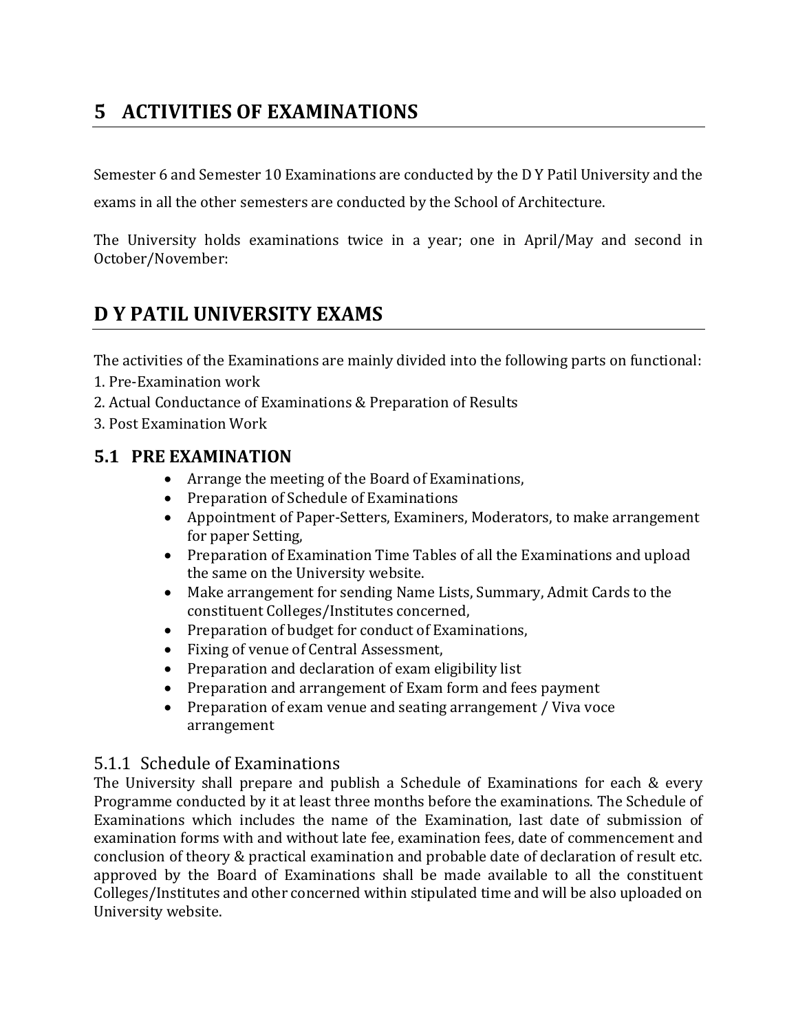# 5 ACTIVITIES OF EXAMINATIONS

Semester 6 and Semester 10 Examinations are conducted by the D Y Patil University and the exams in all the other semesters are conducted by the School of Architecture.

The University holds examinations twice in a year; one in April/May and second in October/November:

# D Y PATIL UNIVERSITY EXAMS

The activities of the Examinations are mainly divided into the following parts on functional:

1. Pre-Examination work
2. Actual Conductance of Examinations & Preparation of Results
3. Post Examination Work

## 5.1 PRE EXAMINATION

- Arrange the meeting of the Board of Examinations,
- Preparation of Schedule of Examinations
- Appointment of Paper-Setters, Examiners, Moderators, to make arrangement for paper Setting,
- Preparation of Examination Time Tables of all the Examinations and upload the same on the University website.
- Make arrangement for sending Name Lists, Summary, Admit Cards to the constituent Colleges/Institutes concerned,
- Preparation of budget for conduct of Examinations,
- Fixing of venue of Central Assessment,
- Preparation and declaration of exam eligibility list
- Preparation and arrangement of Exam form and fees payment
- Preparation of exam venue and seating arrangement / Viva voce arrangement

### 5.1.1 Schedule of Examinations

The University shall prepare and publish a Schedule of Examinations for each & every Programme conducted by it at least three months before the examinations. The Schedule of Examinations which includes the name of the Examination, last date of submission of examination forms with and without late fee, examination fees, date of commencement and conclusion of theory & practical examination and probable date of declaration of result etc. approved by the Board of Examinations shall be made available to all the constituent Colleges/Institutes and other concerned within stipulated time and will be also uploaded on University website.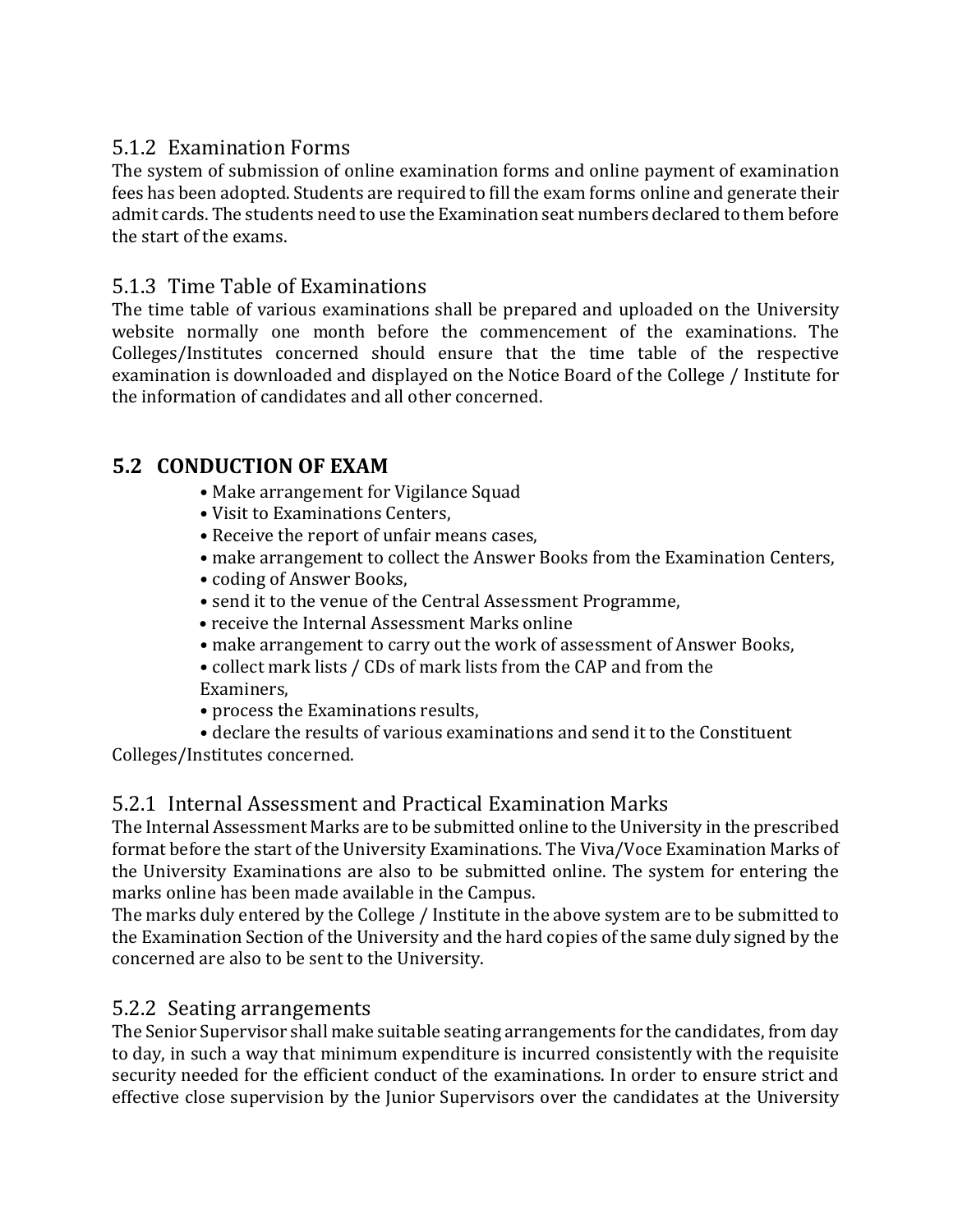### 5.1.2 Examination Forms

The system of submission of online examination forms and online payment of examination fees has been adopted. Students are required to fill the exam forms online and generate their admit cards. The students need to use the Examination seat numbers declared to them before the start of the exams.

### 5.1.3 Time Table of Examinations

The time table of various examinations shall be prepared and uploaded on the University website normally one month before the commencement of the examinations. The Colleges/Institutes concerned should ensure that the time table of the respective examination is downloaded and displayed on the Notice Board of the College / Institute for the information of candidates and all other concerned.

## 5.2 CONDUCTION OF EXAM

- Make arrangement for Vigilance Squad
- Visit to Examinations Centers,
- Receive the report of unfair means cases,
- make arrangement to collect the Answer Books from the Examination Centers,
- coding of Answer Books,
- send it to the venue of the Central Assessment Programme,
- receive the Internal Assessment Marks online
- make arrangement to carry out the work of assessment of Answer Books,
- collect mark lists / CDs of mark lists from the CAP and from the Examiners,
- process the Examinations results,
- declare the results of various examinations and send it to the Constituent Colleges/Institutes concerned.

### 5.2.1 Internal Assessment and Practical Examination Marks

The Internal Assessment Marks are to be submitted online to the University in the prescribed format before the start of the University Examinations. The Viva/Voce Examination Marks of the University Examinations are also to be submitted online. The system for entering the marks online has been made available in the Campus.

The marks duly entered by the College / Institute in the above system are to be submitted to the Examination Section of the University and the hard copies of the same duly signed by the concerned are also to be sent to the University.

### 5.2.2 Seating arrangements

The Senior Supervisor shall make suitable seating arrangements for the candidates, from day to day, in such a way that minimum expenditure is incurred consistently with the requisite security needed for the efficient conduct of the examinations. In order to ensure strict and effective close supervision by the Junior Supervisors over the candidates at the University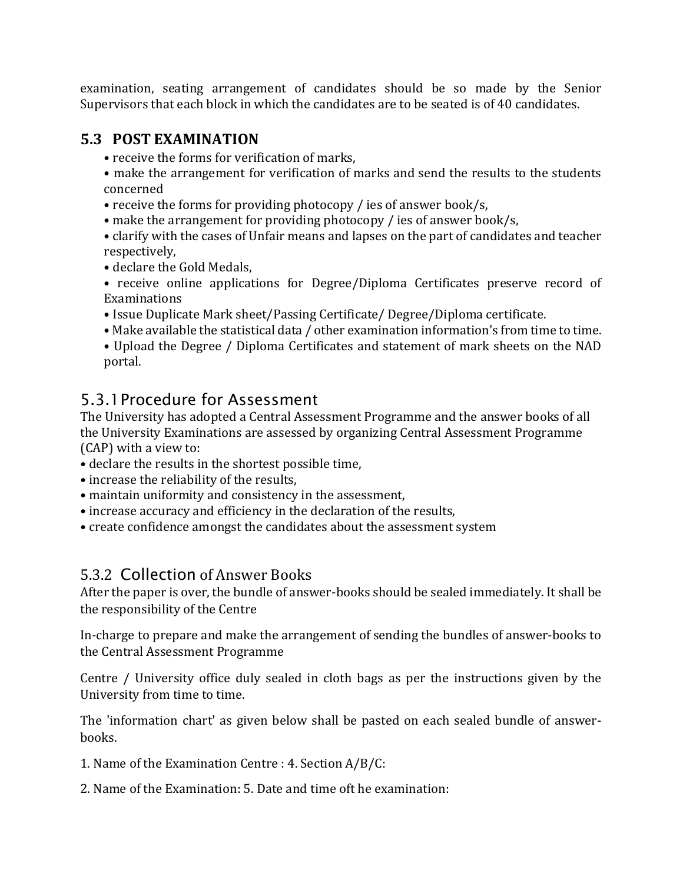examination, seating arrangement of candidates should be so made by the Senior Supervisors that each block in which the candidates are to be seated is of 40 candidates.

## 5.3 POST EXAMINATION

- receive the forms for verification of marks,
- make the arrangement for verification of marks and send the results to the students concerned
- receive the forms for providing photocopy / ies of answer book/s,
- make the arrangement for providing photocopy / ies of answer book/s,
- clarify with the cases of Unfair means and lapses on the part of candidates and teacher respectively,
- declare the Gold Medals,
- receive online applications for Degree/Diploma Certificates preserve record of Examinations
- Issue Duplicate Mark sheet/Passing Certificate/ Degree/Diploma certificate.
- Make available the statistical data / other examination information's from time to time.
- Upload the Degree / Diploma Certificates and statement of mark sheets on the NAD portal.

### 5.3.1 Procedure for Assessment

The University has adopted a Central Assessment Programme and the answer books of all the University Examinations are assessed by organizing Central Assessment Programme (CAP) with a view to:

- declare the results in the shortest possible time,
- increase the reliability of the results,
- maintain uniformity and consistency in the assessment,
- increase accuracy and efficiency in the declaration of the results,
- create confidence amongst the candidates about the assessment system

### 5.3.2 Collection of Answer Books

After the paper is over, the bundle of answer-books should be sealed immediately. It shall be the responsibility of the Centre

In-charge to prepare and make the arrangement of sending the bundles of answer-books to the Central Assessment Programme

Centre / University office duly sealed in cloth bags as per the instructions given by the University from time to time.

The 'information chart' as given below shall be pasted on each sealed bundle of answer-books.

1. Name of the Examination Centre : 4. Section A/B/C:

2. Name of the Examination: 5. Date and time oft he examination: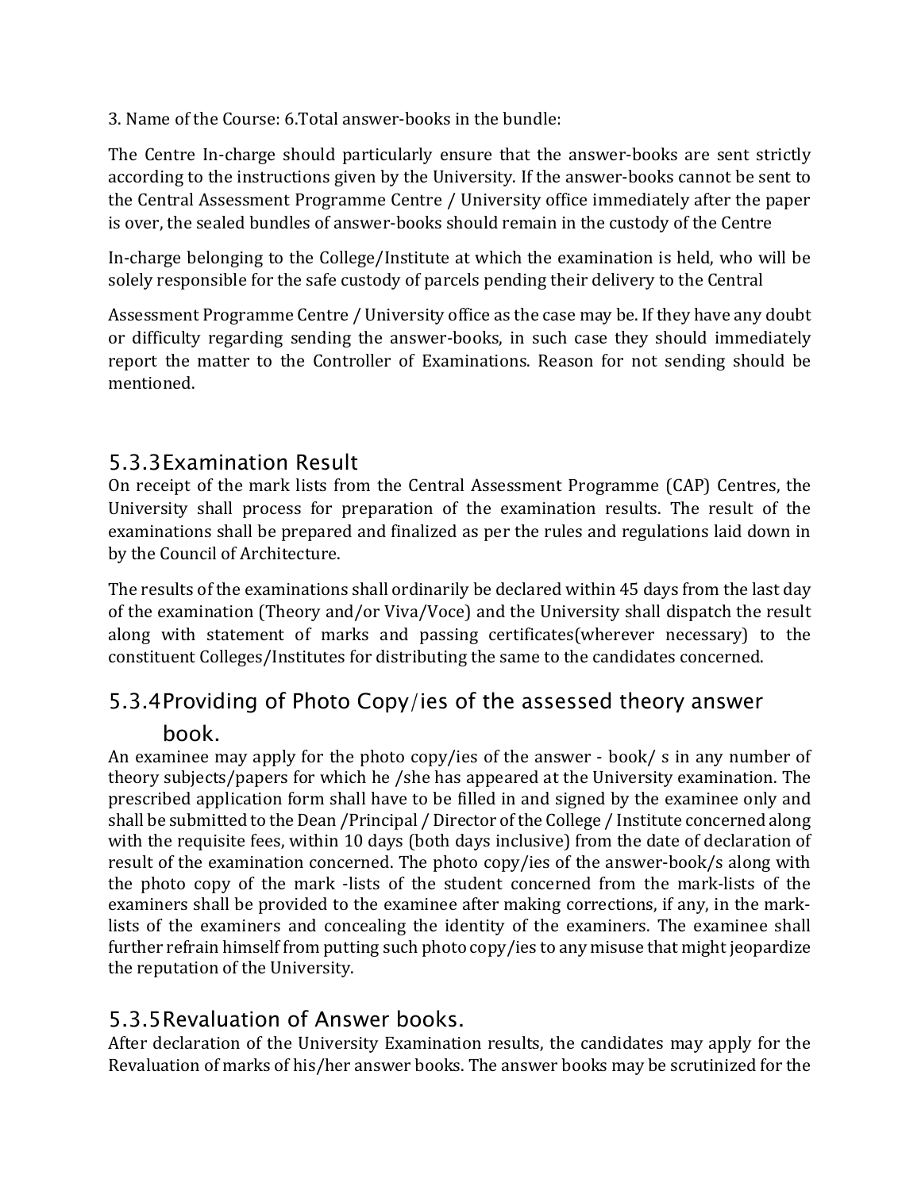3. Name of the Course: 6.Total answer-books in the bundle:

The Centre In-charge should particularly ensure that the answer-books are sent strictly according to the instructions given by the University. If the answer-books cannot be sent to the Central Assessment Programme Centre / University office immediately after the paper is over, the sealed bundles of answer-books should remain in the custody of the Centre

In-charge belonging to the College/Institute at which the examination is held, who will be solely responsible for the safe custody of parcels pending their delivery to the Central

Assessment Programme Centre / University office as the case may be. If they have any doubt or difficulty regarding sending the answer-books, in such case they should immediately report the matter to the Controller of Examinations. Reason for not sending should be mentioned.

### 5.3.3 Examination Result

On receipt of the mark lists from the Central Assessment Programme (CAP) Centres, the University shall process for preparation of the examination results. The result of the examinations shall be prepared and finalized as per the rules and regulations laid down in by the Council of Architecture.

The results of the examinations shall ordinarily be declared within 45 days from the last day of the examination (Theory and/or Viva/Voce) and the University shall dispatch the result along with statement of marks and passing certificates(wherever necessary) to the constituent Colleges/Institutes for distributing the same to the candidates concerned.

### 5.3.4 Providing of Photo Copy/ies of the assessed theory answer book.

An examinee may apply for the photo copy/ies of the answer - book/ s in any number of theory subjects/papers for which he /she has appeared at the University examination. The prescribed application form shall have to be filled in and signed by the examinee only and shall be submitted to the Dean /Principal / Director of the College / Institute concerned along with the requisite fees, within 10 days (both days inclusive) from the date of declaration of result of the examination concerned. The photo copy/ies of the answer-book/s along with the photo copy of the mark -lists of the student concerned from the mark-lists of the examiners shall be provided to the examinee after making corrections, if any, in the mark-lists of the examiners and concealing the identity of the examiners. The examinee shall further refrain himself from putting such photo copy/ies to any misuse that might jeopardize the reputation of the University.

### 5.3.5 Revaluation of Answer books.

After declaration of the University Examination results, the candidates may apply for the Revaluation of marks of his/her answer books. The answer books may be scrutinized for the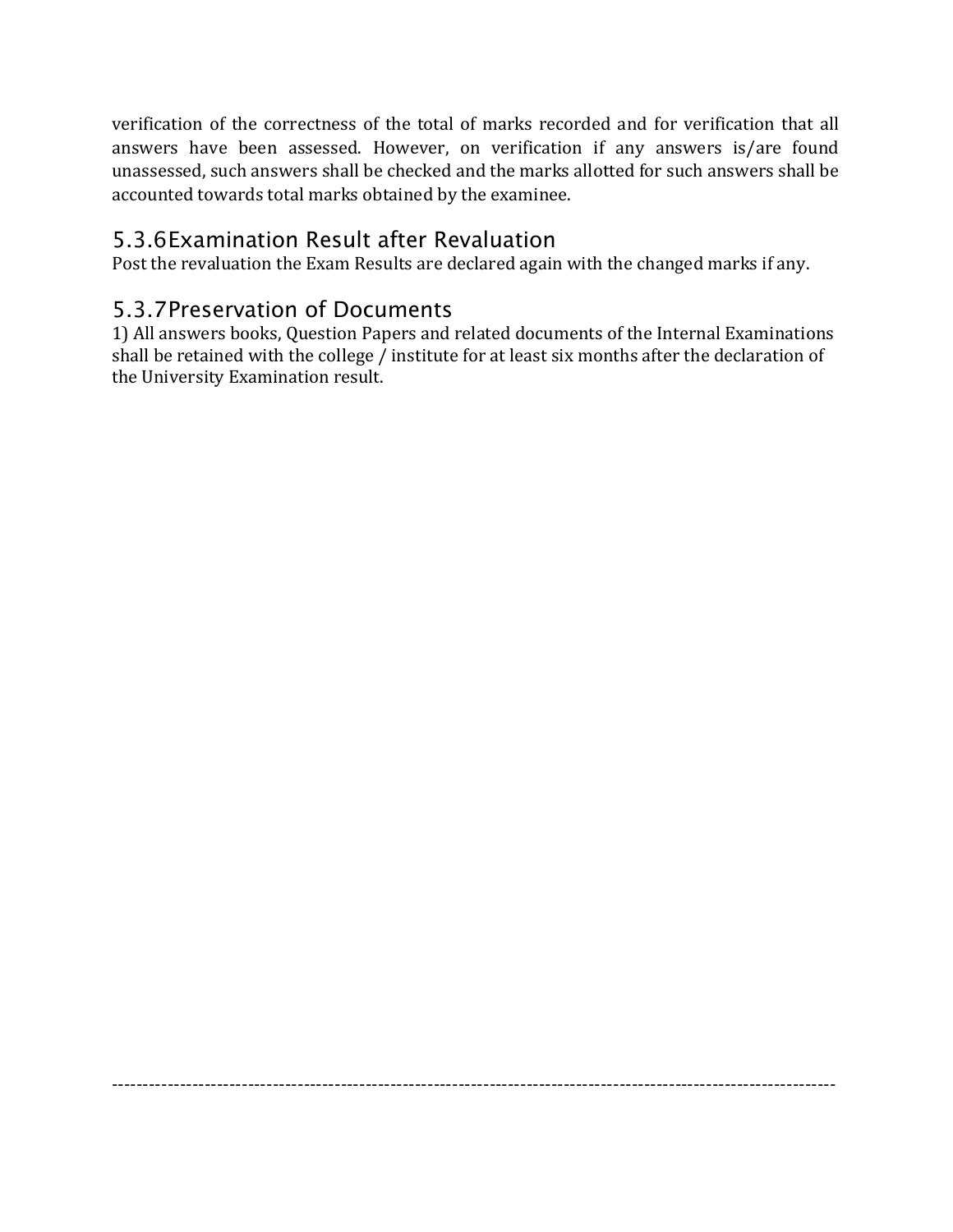verification of the correctness of the total of marks recorded and for verification that all answers have been assessed. However, on verification if any answers is/are found unassessed, such answers shall be checked and the marks allotted for such answers shall be accounted towards total marks obtained by the examinee.

### 5.3.6Examination Result after Revaluation

Post the revaluation the Exam Results are declared again with the changed marks if any.

### 5.3.7Preservation of Documents

1) All answers books, Question Papers and related documents of the Internal Examinations shall be retained with the college / institute for at least six months after the declaration of the University Examination result.

---